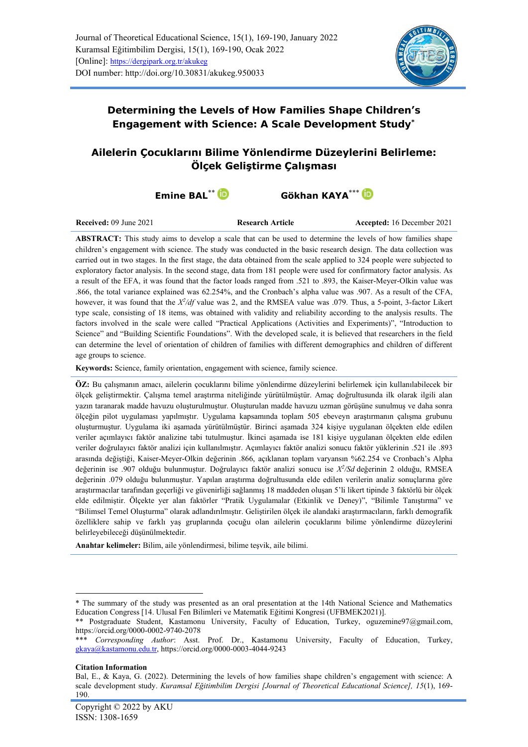Journal of Theoretical Educational Science, 15(1), 169-190, January 2022
Kuramsal Eğitimbilim Dergisi, 15(1), 169-190, Ocak 2022
[Online]: https://dergipark.org.tr/akukeg
DOI number: http://doi.org/10.30831/akukeg.950033

# Determining the Levels of How Families Shape Children's Engagement with Science: A Scale Development Study*

# Ailelerin Çocuklarını Bilime Yönlendirme Düzeylerini Belirleme: Ölçek Geliştirme Çalışması

**Emine BAL**[**] **Gökhan KAYA**[***]

**Received:** 09 June 2021 **Research Article** **Accepted:** 16 December 2021

**ABSTRACT:** This study aims to develop a scale that can be used to determine the levels of how families shape children's engagement with science. The study was conducted in the basic research design. The data collection was carried out in two stages. In the first stage, the data obtained from the scale applied to 324 people were subjected to exploratory factor analysis. In the second stage, data from 181 people were used for confirmatory factor analysis. As a result of the EFA, it was found that the factor loads ranged from .521 to .893, the Kaiser-Meyer-Olkin value was .866, the total variance explained was 62.254%, and the Cronbach's alpha value was .907. As a result of the CFA, however, it was found that the $X^2/df$ value was 2, and the RMSEA value was .079. Thus, a 5-point, 3-factor Likert type scale, consisting of 18 items, was obtained with validity and reliability according to the analysis results. The factors involved in the scale were called "Practical Applications (Activities and Experiments)", "Introduction to Science" and "Building Scientific Foundations". With the developed scale, it is believed that researchers in the field can determine the level of orientation of children of families with different demographics and children of different age groups to science.

**Keywords:** Science, family orientation, engagement with science, family science.

**ÖZ:** Bu çalışmanın amacı, ailelerin çocuklarını bilime yönlendirme düzeylerini belirlemek için kullanılabilecek bir ölçek geliştirmektir. Çalışma temel araştırma niteliğinde yürütülmüştür. Amaç doğrultusunda ilk olarak ilgili alan yazın taranarak madde havuzu oluşturulmuştur. Oluşturulan madde havuzu uzman görüşüne sunulmuş ve daha sonra ölçeğin pilot uygulaması yapılmıştır. Uygulama kapsamında toplam 505 ebeveyn araştırmanın çalışma grubunu oluşturmuştur. Uygulama iki aşamada yürütülmüştür. Birinci aşamada 324 kişiye uygulanan ölçekten elde edilen veriler açımlayıcı faktör analizine tabi tutulmuştur. İkinci aşamada ise 181 kişiye uygulanan ölçekten elde edilen veriler doğrulayıcı faktör analizi için kullanılmıştır. Açımlayıcı faktör analizi sonucu faktör yüklerinin .521 ile .893 arasında değiştiği, Kaiser-Meyer-Olkin değerinin .866, açıklanan toplam varyansın %62.254 ve Cronbach's Alpha değerinin ise .907 olduğu bulunmuştur. Doğrulayıcı faktör analizi sonucu ise $X^2/Sd$ değerinin 2 olduğu, RMSEA değerinin .079 olduğu bulunmuştur. Yapılan araştırma doğrultusunda elde edilen verilerin analiz sonuçlarına göre araştırmacılar tarafından geçerliği ve güvenirliği sağlanmış 18 maddeden oluşan 5'li likert tipinde 3 faktörlü bir ölçek elde edilmiştir. Ölçekte yer alan faktörler "Pratik Uygulamalar (Etkinlik ve Deney)", "Bilimle Tanıştırma" ve "Bilimsel Temel Oluşturma" olarak adlandırılmıştır. Geliştirilen ölçek ile alandaki araştırmacıların, farklı demografik özelliklere sahip ve farklı yaş gruplarında çocuğu olan ailelerin çocuklarını bilime yönlendirme düzeylerini belirleyebileceği düşünülmektedir.

**Anahtar kelimeler:** Bilim, aile yönlendirmesi, bilime teşvik, aile bilimi.

---

\* The summary of the study was presented as an oral presentation at the 14th National Science and Mathematics Education Congress [14. Ulusal Fen Bilimleri ve Matematik Eğitimi Kongresi (UFBMEK2021)].

\*\* Postgraduate Student, Kastamonu University, Faculty of Education, Turkey, oguzemine97@gmail.com, https://orcid.org/0000-0002-9740-2078

\*\*\* *Corresponding Author*: Asst. Prof. Dr., Kastamonu University, Faculty of Education, Turkey, gkaya@kastamonu.edu.tr, https://orcid.org/0000-0003-4044-9243

**Citation Information**

Bal, E., & Kaya, G. (2022). Determining the levels of how families shape children's engagement with science: A scale development study. *Kuramsal Eğitimbilim Dergisi [Journal of Theoretical Educational Science], 15*(1), 169-190.

Copyright © 2022 by AKU
ISSN: 1308-1659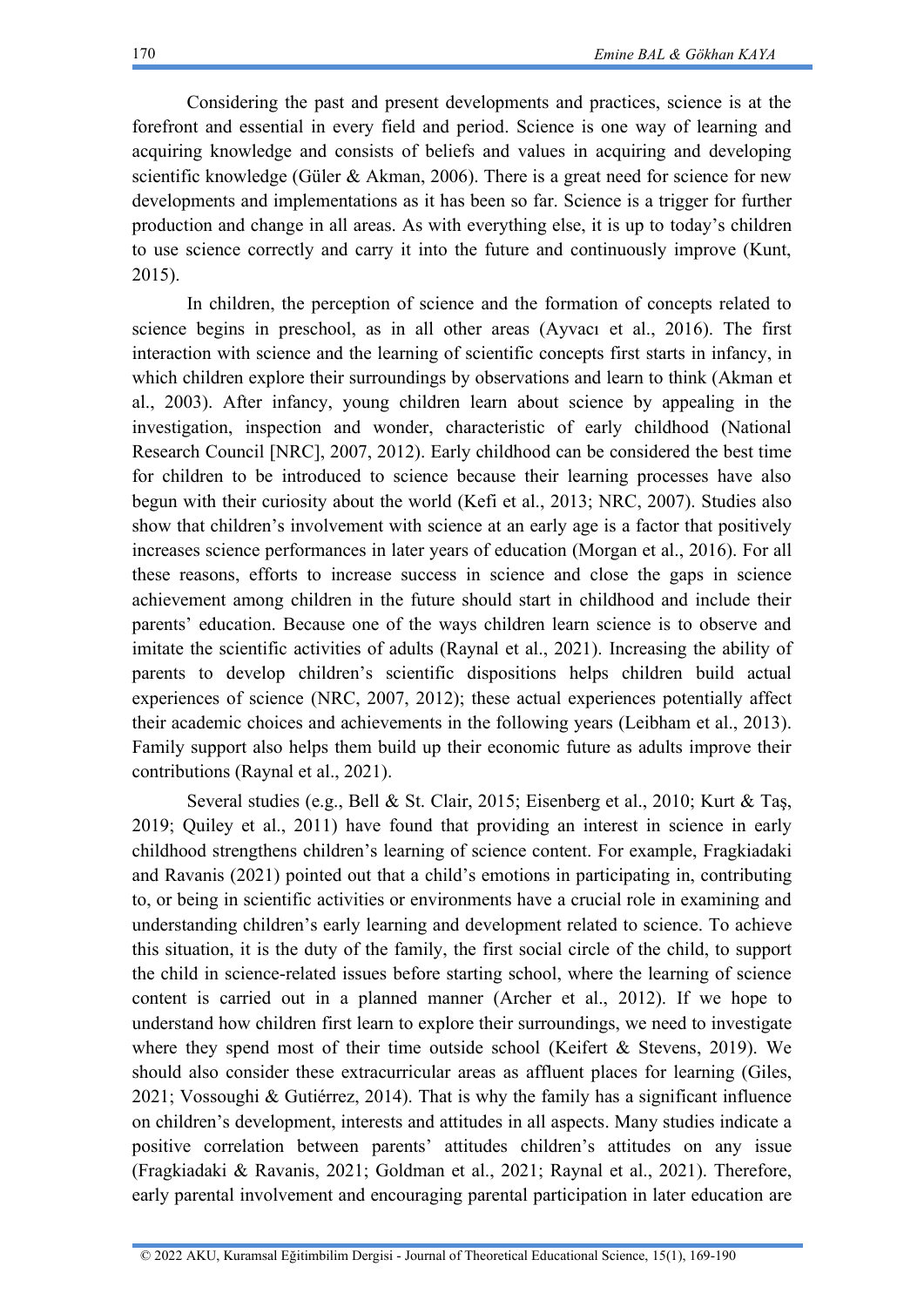Considering the past and present developments and practices, science is at the forefront and essential in every field and period. Science is one way of learning and acquiring knowledge and consists of beliefs and values in acquiring and developing scientific knowledge (Güler & Akman, 2006). There is a great need for science for new developments and implementations as it has been so far. Science is a trigger for further production and change in all areas. As with everything else, it is up to today's children to use science correctly and carry it into the future and continuously improve (Kunt, 2015).

In children, the perception of science and the formation of concepts related to science begins in preschool, as in all other areas (Ayvacı et al., 2016). The first interaction with science and the learning of scientific concepts first starts in infancy, in which children explore their surroundings by observations and learn to think (Akman et al., 2003). After infancy, young children learn about science by appealing in the investigation, inspection and wonder, characteristic of early childhood (National Research Council [NRC], 2007, 2012). Early childhood can be considered the best time for children to be introduced to science because their learning processes have also begun with their curiosity about the world (Kefi et al., 2013; NRC, 2007). Studies also show that children's involvement with science at an early age is a factor that positively increases science performances in later years of education (Morgan et al., 2016). For all these reasons, efforts to increase success in science and close the gaps in science achievement among children in the future should start in childhood and include their parents' education. Because one of the ways children learn science is to observe and imitate the scientific activities of adults (Raynal et al., 2021). Increasing the ability of parents to develop children's scientific dispositions helps children build actual experiences of science (NRC, 2007, 2012); these actual experiences potentially affect their academic choices and achievements in the following years (Leibham et al., 2013). Family support also helps them build up their economic future as adults improve their contributions (Raynal et al., 2021).

Several studies (e.g., Bell & St. Clair, 2015; Eisenberg et al., 2010; Kurt & Taş, 2019; Quiley et al., 2011) have found that providing an interest in science in early childhood strengthens children's learning of science content. For example, Fragkiadaki and Ravanis (2021) pointed out that a child's emotions in participating in, contributing to, or being in scientific activities or environments have a crucial role in examining and understanding children's early learning and development related to science. To achieve this situation, it is the duty of the family, the first social circle of the child, to support the child in science-related issues before starting school, where the learning of science content is carried out in a planned manner (Archer et al., 2012). If we hope to understand how children first learn to explore their surroundings, we need to investigate where they spend most of their time outside school (Keifert & Stevens, 2019). We should also consider these extracurricular areas as affluent places for learning (Giles, 2021; Vossoughi & Gutiérrez, 2014). That is why the family has a significant influence on children's development, interests and attitudes in all aspects. Many studies indicate a positive correlation between parents' attitudes children's attitudes on any issue (Fragkiadaki & Ravanis, 2021; Goldman et al., 2021; Raynal et al., 2021). Therefore, early parental involvement and encouraging parental participation in later education are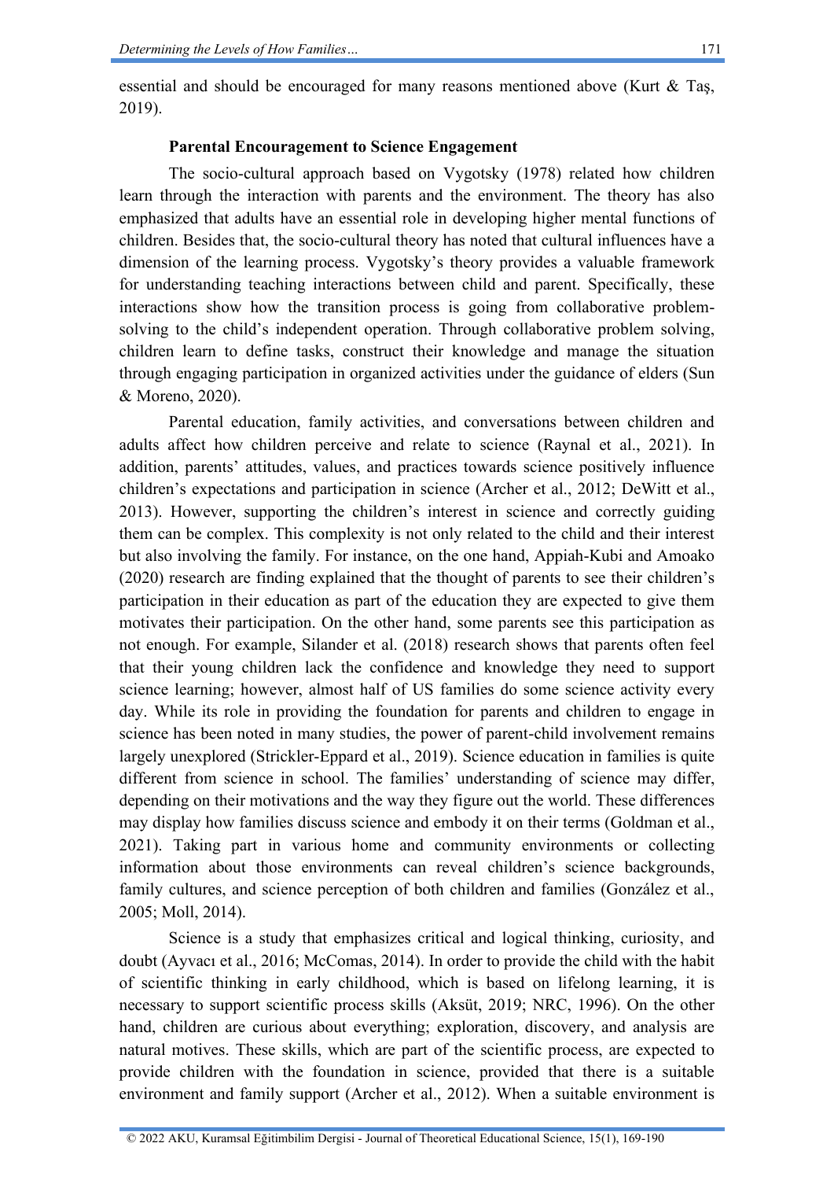essential and should be encouraged for many reasons mentioned above (Kurt & Taş, 2019).

### Parental Encouragement to Science Engagement

The socio-cultural approach based on Vygotsky (1978) related how children learn through the interaction with parents and the environment. The theory has also emphasized that adults have an essential role in developing higher mental functions of children. Besides that, the socio-cultural theory has noted that cultural influences have a dimension of the learning process. Vygotsky's theory provides a valuable framework for understanding teaching interactions between child and parent. Specifically, these interactions show how the transition process is going from collaborative problem-solving to the child's independent operation. Through collaborative problem solving, children learn to define tasks, construct their knowledge and manage the situation through engaging participation in organized activities under the guidance of elders (Sun & Moreno, 2020).

Parental education, family activities, and conversations between children and adults affect how children perceive and relate to science (Raynal et al., 2021). In addition, parents' attitudes, values, and practices towards science positively influence children's expectations and participation in science (Archer et al., 2012; DeWitt et al., 2013). However, supporting the children's interest in science and correctly guiding them can be complex. This complexity is not only related to the child and their interest but also involving the family. For instance, on the one hand, Appiah-Kubi and Amoako (2020) research are finding explained that the thought of parents to see their children's participation in their education as part of the education they are expected to give them motivates their participation. On the other hand, some parents see this participation as not enough. For example, Silander et al. (2018) research shows that parents often feel that their young children lack the confidence and knowledge they need to support science learning; however, almost half of US families do some science activity every day. While its role in providing the foundation for parents and children to engage in science has been noted in many studies, the power of parent-child involvement remains largely unexplored (Strickler-Eppard et al., 2019). Science education in families is quite different from science in school. The families' understanding of science may differ, depending on their motivations and the way they figure out the world. These differences may display how families discuss science and embody it on their terms (Goldman et al., 2021). Taking part in various home and community environments or collecting information about those environments can reveal children's science backgrounds, family cultures, and science perception of both children and families (González et al., 2005; Moll, 2014).

Science is a study that emphasizes critical and logical thinking, curiosity, and doubt (Ayvacı et al., 2016; McComas, 2014). In order to provide the child with the habit of scientific thinking in early childhood, which is based on lifelong learning, it is necessary to support scientific process skills (Aksüt, 2019; NRC, 1996). On the other hand, children are curious about everything; exploration, discovery, and analysis are natural motives. These skills, which are part of the scientific process, are expected to provide children with the foundation in science, provided that there is a suitable environment and family support (Archer et al., 2012). When a suitable environment is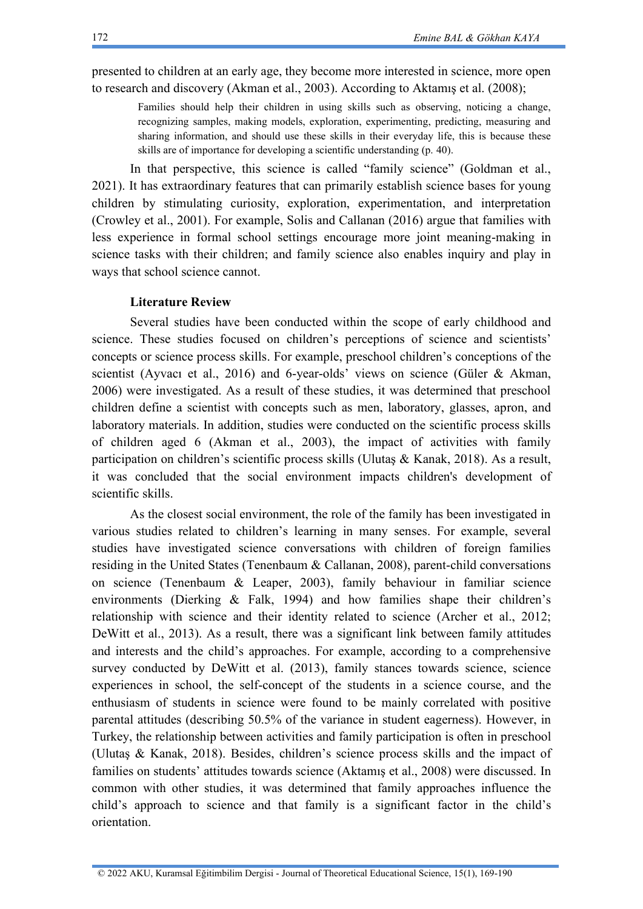presented to children at an early age, they become more interested in science, more open to research and discovery (Akman et al., 2003). According to Aktamış et al. (2008);

> Families should help their children in using skills such as observing, noticing a change, recognizing samples, making models, exploration, experimenting, predicting, measuring and sharing information, and should use these skills in their everyday life, this is because these skills are of importance for developing a scientific understanding (p. 40).

In that perspective, this science is called "family science" (Goldman et al., 2021). It has extraordinary features that can primarily establish science bases for young children by stimulating curiosity, exploration, experimentation, and interpretation (Crowley et al., 2001). For example, Solis and Callanan (2016) argue that families with less experience in formal school settings encourage more joint meaning-making in science tasks with their children; and family science also enables inquiry and play in ways that school science cannot.

## Literature Review

Several studies have been conducted within the scope of early childhood and science. These studies focused on children's perceptions of science and scientists' concepts or science process skills. For example, preschool children's conceptions of the scientist (Ayvacı et al., 2016) and 6-year-olds' views on science (Güler & Akman, 2006) were investigated. As a result of these studies, it was determined that preschool children define a scientist with concepts such as men, laboratory, glasses, apron, and laboratory materials. In addition, studies were conducted on the scientific process skills of children aged 6 (Akman et al., 2003), the impact of activities with family participation on children's scientific process skills (Ulutaş & Kanak, 2018). As a result, it was concluded that the social environment impacts children's development of scientific skills.

As the closest social environment, the role of the family has been investigated in various studies related to children's learning in many senses. For example, several studies have investigated science conversations with children of foreign families residing in the United States (Tenenbaum & Callanan, 2008), parent-child conversations on science (Tenenbaum & Leaper, 2003), family behaviour in familiar science environments (Dierking & Falk, 1994) and how families shape their children's relationship with science and their identity related to science (Archer et al., 2012; DeWitt et al., 2013). As a result, there was a significant link between family attitudes and interests and the child's approaches. For example, according to a comprehensive survey conducted by DeWitt et al. (2013), family stances towards science, science experiences in school, the self-concept of the students in a science course, and the enthusiasm of students in science were found to be mainly correlated with positive parental attitudes (describing 50.5% of the variance in student eagerness). However, in Turkey, the relationship between activities and family participation is often in preschool (Ulutaş & Kanak, 2018). Besides, children's science process skills and the impact of families on students' attitudes towards science (Aktamış et al., 2008) were discussed. In common with other studies, it was determined that family approaches influence the child's approach to science and that family is a significant factor in the child's orientation.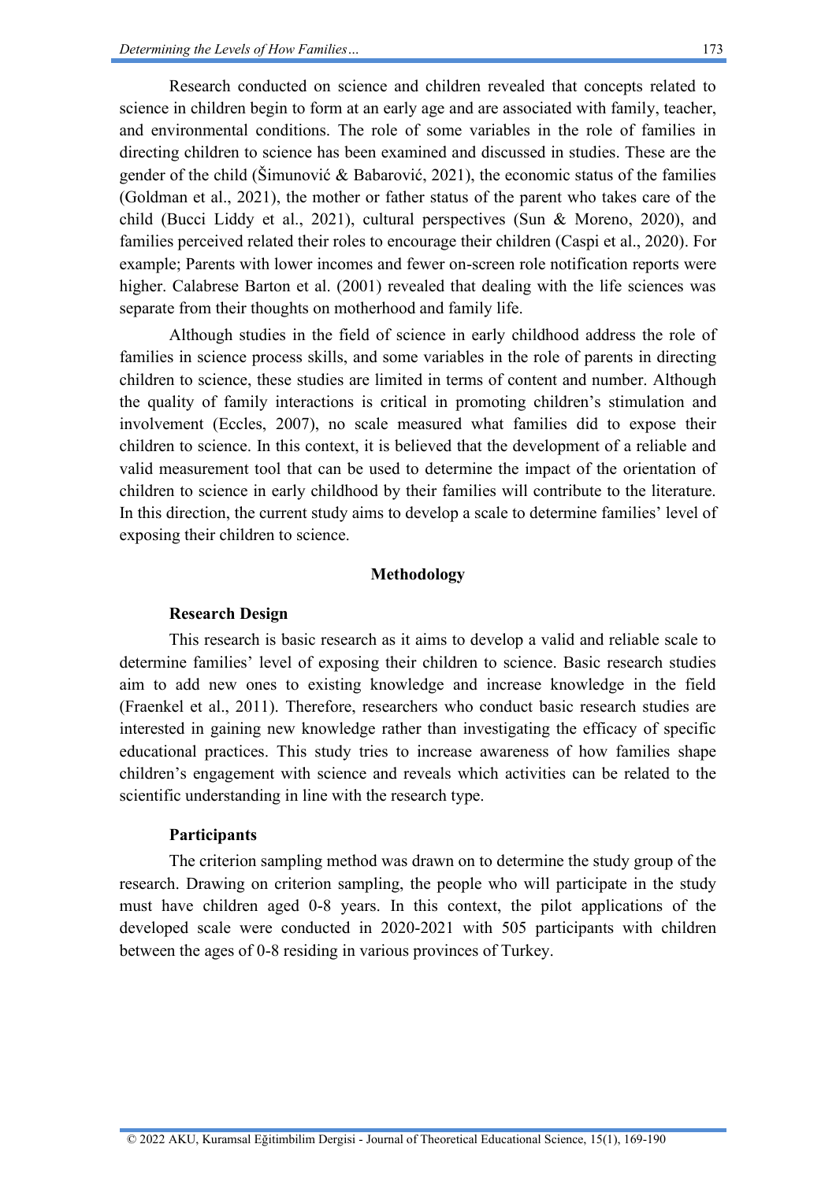Research conducted on science and children revealed that concepts related to science in children begin to form at an early age and are associated with family, teacher, and environmental conditions. The role of some variables in the role of families in directing children to science has been examined and discussed in studies. These are the gender of the child (Šimunović & Babarović, 2021), the economic status of the families (Goldman et al., 2021), the mother or father status of the parent who takes care of the child (Bucci Liddy et al., 2021), cultural perspectives (Sun & Moreno, 2020), and families perceived related their roles to encourage their children (Caspi et al., 2020). For example; Parents with lower incomes and fewer on-screen role notification reports were higher. Calabrese Barton et al. (2001) revealed that dealing with the life sciences was separate from their thoughts on motherhood and family life.

Although studies in the field of science in early childhood address the role of families in science process skills, and some variables in the role of parents in directing children to science, these studies are limited in terms of content and number. Although the quality of family interactions is critical in promoting children's stimulation and involvement (Eccles, 2007), no scale measured what families did to expose their children to science. In this context, it is believed that the development of a reliable and valid measurement tool that can be used to determine the impact of the orientation of children to science in early childhood by their families will contribute to the literature. In this direction, the current study aims to develop a scale to determine families' level of exposing their children to science.

## Methodology

### Research Design

This research is basic research as it aims to develop a valid and reliable scale to determine families' level of exposing their children to science. Basic research studies aim to add new ones to existing knowledge and increase knowledge in the field (Fraenkel et al., 2011). Therefore, researchers who conduct basic research studies are interested in gaining new knowledge rather than investigating the efficacy of specific educational practices. This study tries to increase awareness of how families shape children's engagement with science and reveals which activities can be related to the scientific understanding in line with the research type.

### Participants

The criterion sampling method was drawn on to determine the study group of the research. Drawing on criterion sampling, the people who will participate in the study must have children aged 0-8 years. In this context, the pilot applications of the developed scale were conducted in 2020-2021 with 505 participants with children between the ages of 0-8 residing in various provinces of Turkey.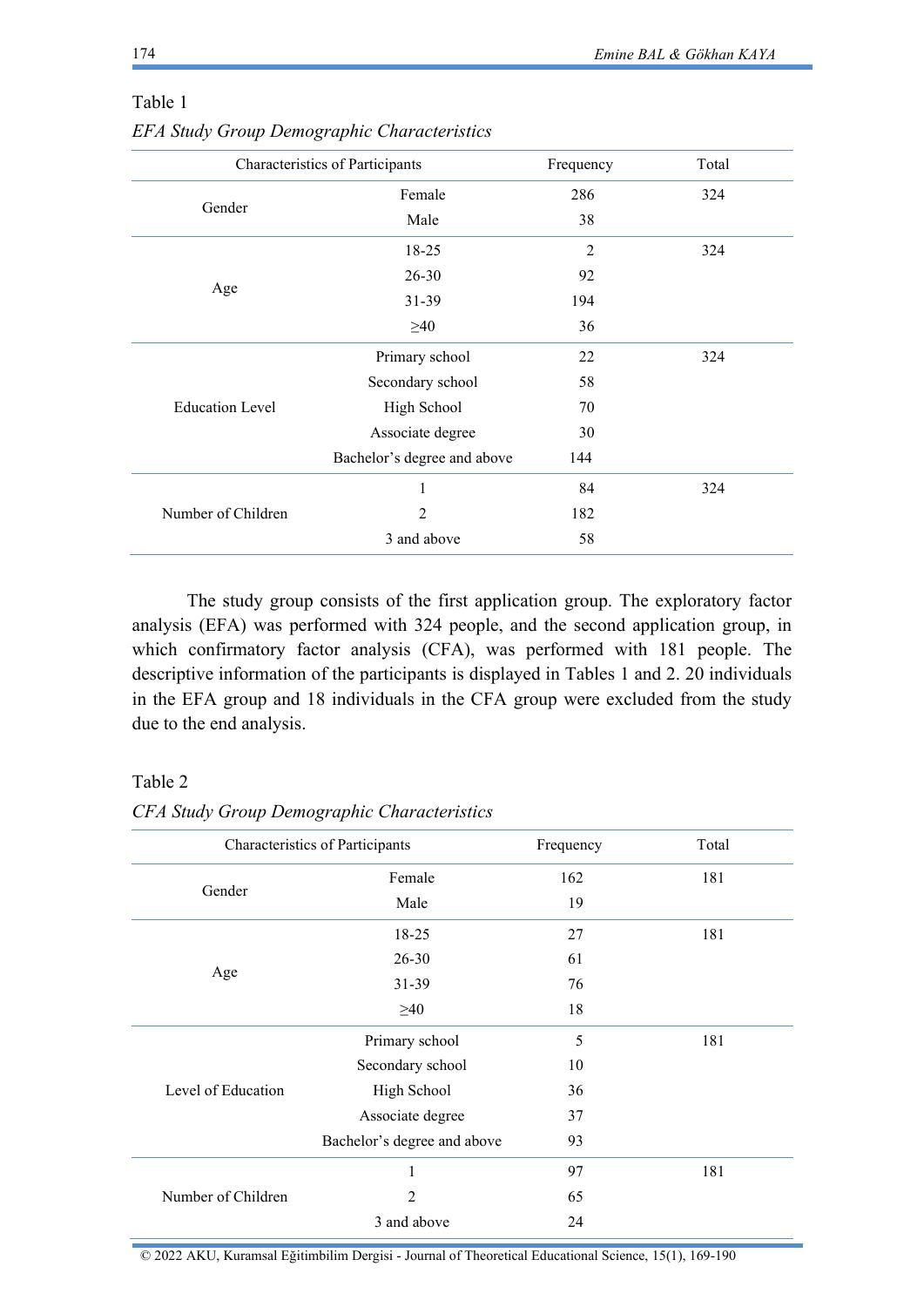Table 1

*EFA Study Group Demographic Characteristics*

| Characteristics of Participants | | Frequency | Total |
|---|---|---|---|
| Gender | Female | 286 | 324 |
| | Male | 38 | |
| Age | 18-25 | 2 | 324 |
| | 26-30 | 92 | |
| | 31-39 | 194 | |
| | ≥40 | 36 | |
| Education Level | Primary school | 22 | 324 |
| | Secondary school | 58 | |
| | High School | 70 | |
| | Associate degree | 30 | |
| | Bachelor's degree and above | 144 | |
| Number of Children | 1 | 84 | 324 |
| | 2 | 182 | |
| | 3 and above | 58 | |

The study group consists of the first application group. The exploratory factor analysis (EFA) was performed with 324 people, and the second application group, in which confirmatory factor analysis (CFA), was performed with 181 people. The descriptive information of the participants is displayed in Tables 1 and 2. 20 individuals in the EFA group and 18 individuals in the CFA group were excluded from the study due to the end analysis.

Table 2

*CFA Study Group Demographic Characteristics*

| Characteristics of Participants | | Frequency | Total |
|---|---|---|---|
| Gender | Female | 162 | 181 |
| | Male | 19 | |
| Age | 18-25 | 27 | 181 |
| | 26-30 | 61 | |
| | 31-39 | 76 | |
| | ≥40 | 18 | |
| Level of Education | Primary school | 5 | 181 |
| | Secondary school | 10 | |
| | High School | 36 | |
| | Associate degree | 37 | |
| | Bachelor's degree and above | 93 | |
| Number of Children | 1 | 97 | 181 |
| | 2 | 65 | |
| | 3 and above | 24 | |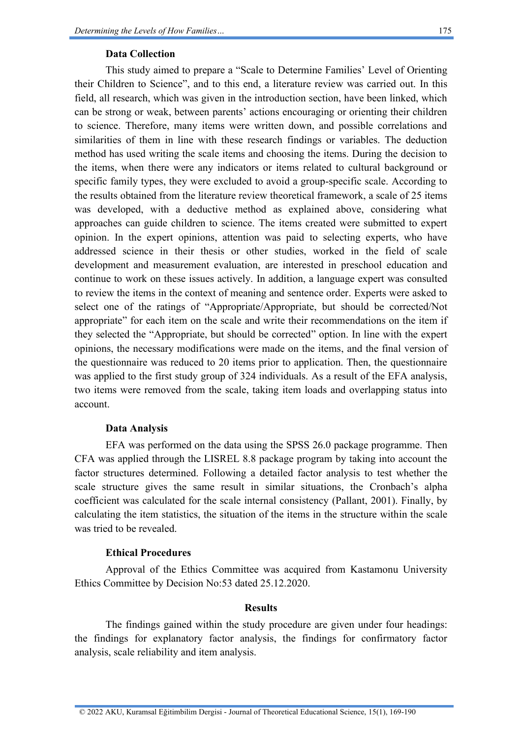### Data Collection

This study aimed to prepare a "Scale to Determine Families' Level of Orienting their Children to Science", and to this end, a literature review was carried out. In this field, all research, which was given in the introduction section, have been linked, which can be strong or weak, between parents' actions encouraging or orienting their children to science. Therefore, many items were written down, and possible correlations and similarities of them in line with these research findings or variables. The deduction method has used writing the scale items and choosing the items. During the decision to the items, when there were any indicators or items related to cultural background or specific family types, they were excluded to avoid a group-specific scale. According to the results obtained from the literature review theoretical framework, a scale of 25 items was developed, with a deductive method as explained above, considering what approaches can guide children to science. The items created were submitted to expert opinion. In the expert opinions, attention was paid to selecting experts, who have addressed science in their thesis or other studies, worked in the field of scale development and measurement evaluation, are interested in preschool education and continue to work on these issues actively. In addition, a language expert was consulted to review the items in the context of meaning and sentence order. Experts were asked to select one of the ratings of "Appropriate/Appropriate, but should be corrected/Not appropriate" for each item on the scale and write their recommendations on the item if they selected the "Appropriate, but should be corrected" option. In line with the expert opinions, the necessary modifications were made on the items, and the final version of the questionnaire was reduced to 20 items prior to application. Then, the questionnaire was applied to the first study group of 324 individuals. As a result of the EFA analysis, two items were removed from the scale, taking item loads and overlapping status into account.

### Data Analysis

EFA was performed on the data using the SPSS 26.0 package programme. Then CFA was applied through the LISREL 8.8 package program by taking into account the factor structures determined. Following a detailed factor analysis to test whether the scale structure gives the same result in similar situations, the Cronbach's alpha coefficient was calculated for the scale internal consistency (Pallant, 2001). Finally, by calculating the item statistics, the situation of the items in the structure within the scale was tried to be revealed.

### Ethical Procedures

Approval of the Ethics Committee was acquired from Kastamonu University Ethics Committee by Decision No:53 dated 25.12.2020.

## Results

The findings gained within the study procedure are given under four headings: the findings for explanatory factor analysis, the findings for confirmatory factor analysis, scale reliability and item analysis.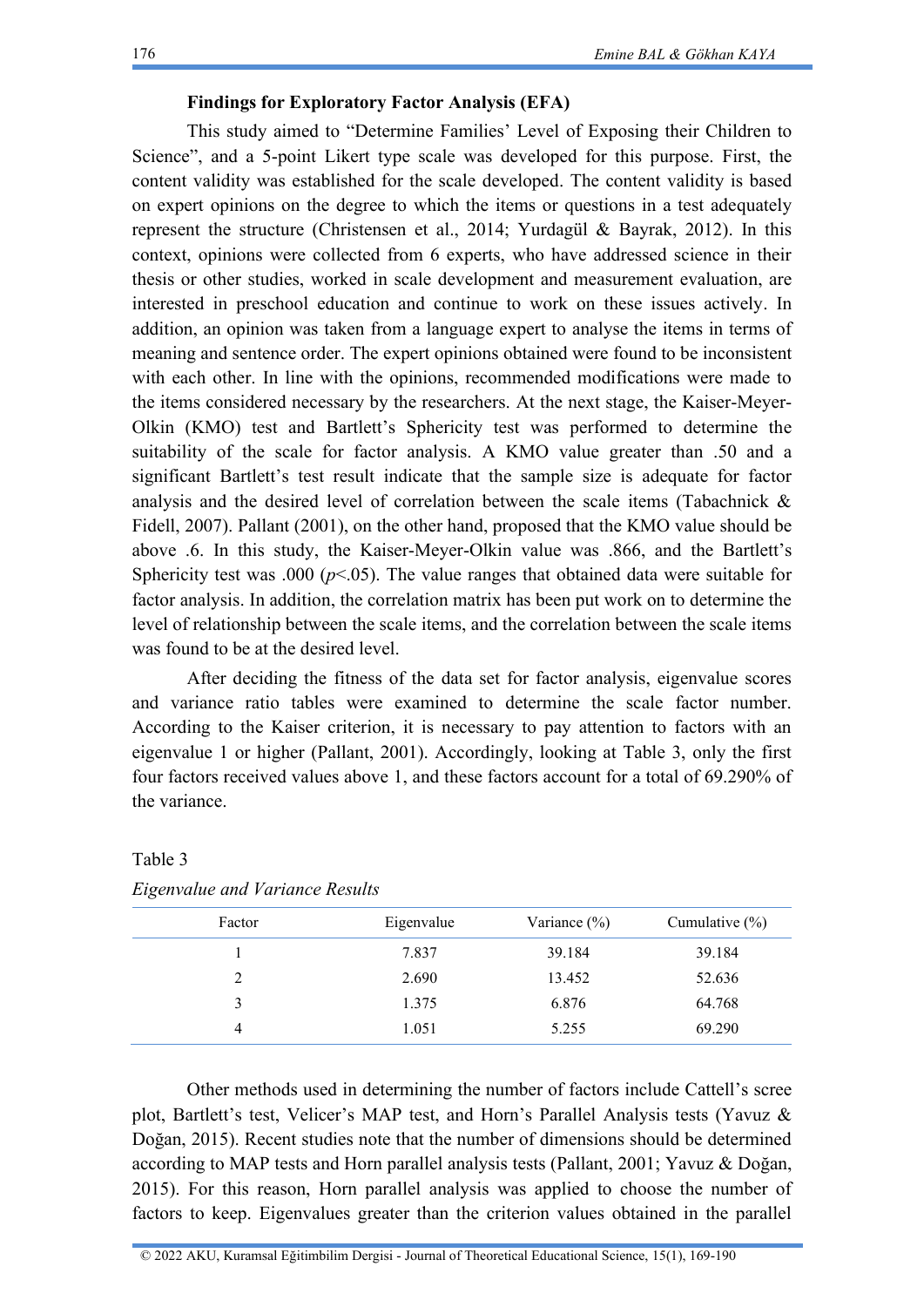### Findings for Exploratory Factor Analysis (EFA)

This study aimed to "Determine Families' Level of Exposing their Children to Science", and a 5-point Likert type scale was developed for this purpose. First, the content validity was established for the scale developed. The content validity is based on expert opinions on the degree to which the items or questions in a test adequately represent the structure (Christensen et al., 2014; Yurdagül & Bayrak, 2012). In this context, opinions were collected from 6 experts, who have addressed science in their thesis or other studies, worked in scale development and measurement evaluation, are interested in preschool education and continue to work on these issues actively. In addition, an opinion was taken from a language expert to analyse the items in terms of meaning and sentence order. The expert opinions obtained were found to be inconsistent with each other. In line with the opinions, recommended modifications were made to the items considered necessary by the researchers. At the next stage, the Kaiser-Meyer-Olkin (KMO) test and Bartlett's Sphericity test was performed to determine the suitability of the scale for factor analysis. A KMO value greater than .50 and a significant Bartlett's test result indicate that the sample size is adequate for factor analysis and the desired level of correlation between the scale items (Tabachnick & Fidell, 2007). Pallant (2001), on the other hand, proposed that the KMO value should be above .6. In this study, the Kaiser-Meyer-Olkin value was .866, and the Bartlett's Sphericity test was .000 ($p<.05$). The value ranges that obtained data were suitable for factor analysis. In addition, the correlation matrix has been put work on to determine the level of relationship between the scale items, and the correlation between the scale items was found to be at the desired level.

After deciding the fitness of the data set for factor analysis, eigenvalue scores and variance ratio tables were examined to determine the scale factor number. According to the Kaiser criterion, it is necessary to pay attention to factors with an eigenvalue 1 or higher (Pallant, 2001). Accordingly, looking at Table 3, only the first four factors received values above 1, and these factors account for a total of 69.290% of the variance.

Table 3

*Eigenvalue and Variance Results*

| Factor | Eigenvalue | Variance (%) | Cumulative (%) |
|---|---|---|---|
| 1 | 7.837 | 39.184 | 39.184 |
| 2 | 2.690 | 13.452 | 52.636 |
| 3 | 1.375 | 6.876 | 64.768 |
| 4 | 1.051 | 5.255 | 69.290 |

Other methods used in determining the number of factors include Cattell's scree plot, Bartlett's test, Velicer's MAP test, and Horn's Parallel Analysis tests (Yavuz & Doğan, 2015). Recent studies note that the number of dimensions should be determined according to MAP tests and Horn parallel analysis tests (Pallant, 2001; Yavuz & Doğan, 2015). For this reason, Horn parallel analysis was applied to choose the number of factors to keep. Eigenvalues greater than the criterion values obtained in the parallel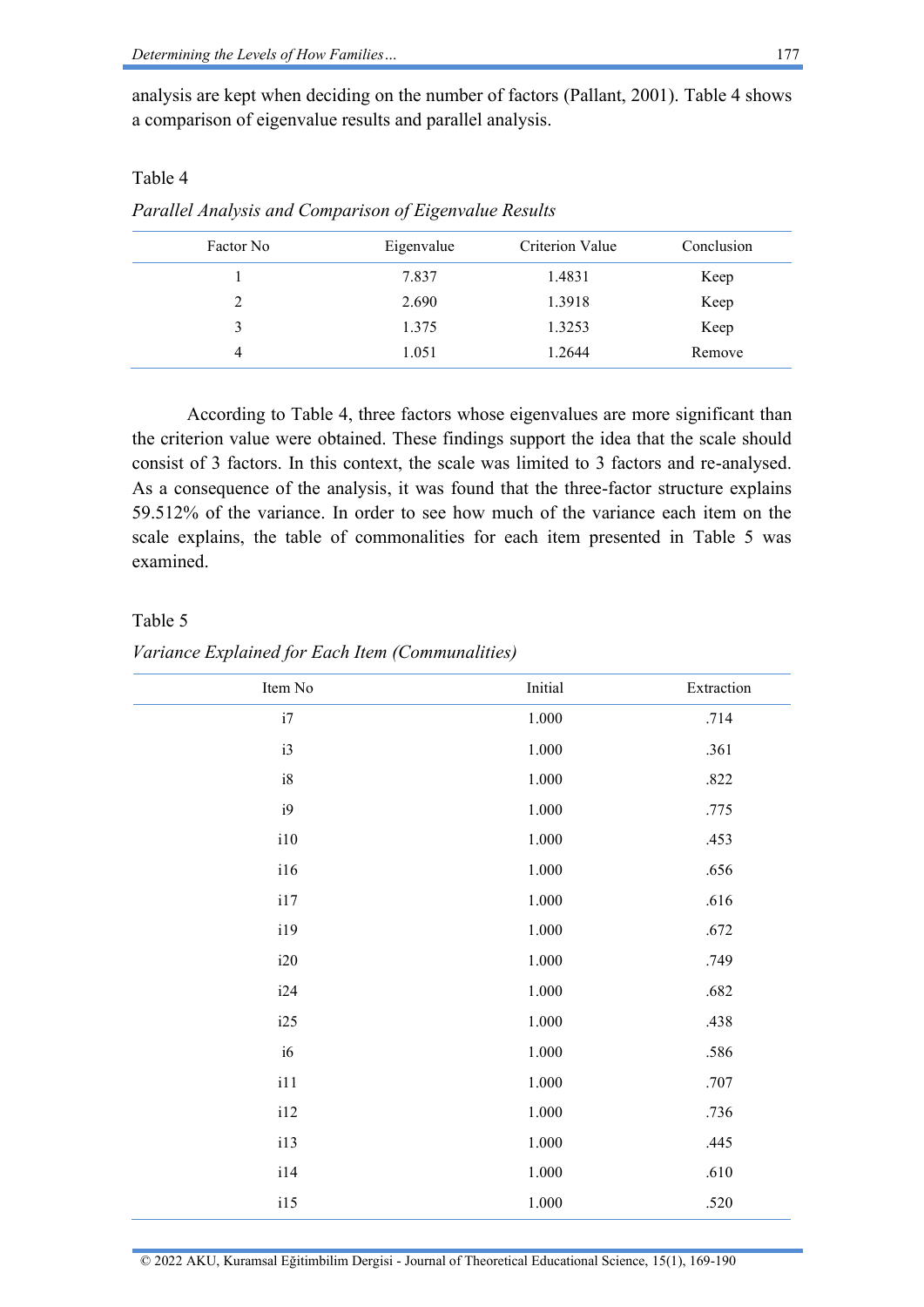analysis are kept when deciding on the number of factors (Pallant, 2001). Table 4 shows a comparison of eigenvalue results and parallel analysis.

Table 4

*Parallel Analysis and Comparison of Eigenvalue Results*

| Factor No | Eigenvalue | Criterion Value | Conclusion |
|---|---|---|---|
| 1 | 7.837 | 1.4831 | Keep |
| 2 | 2.690 | 1.3918 | Keep |
| 3 | 1.375 | 1.3253 | Keep |
| 4 | 1.051 | 1.2644 | Remove |

According to Table 4, three factors whose eigenvalues are more significant than the criterion value were obtained. These findings support the idea that the scale should consist of 3 factors. In this context, the scale was limited to 3 factors and re-analysed. As a consequence of the analysis, it was found that the three-factor structure explains 59.512% of the variance. In order to see how much of the variance each item on the scale explains, the table of commonalities for each item presented in Table 5 was examined.

Table 5

*Variance Explained for Each Item (Communalities)*

| Item No | Initial | Extraction |
|---|---|---|
| i7 | 1.000 | .714 |
| i3 | 1.000 | .361 |
| i8 | 1.000 | .822 |
| i9 | 1.000 | .775 |
| i10 | 1.000 | .453 |
| i16 | 1.000 | .656 |
| i17 | 1.000 | .616 |
| i19 | 1.000 | .672 |
| i20 | 1.000 | .749 |
| i24 | 1.000 | .682 |
| i25 | 1.000 | .438 |
| i6 | 1.000 | .586 |
| i11 | 1.000 | .707 |
| i12 | 1.000 | .736 |
| i13 | 1.000 | .445 |
| i14 | 1.000 | .610 |
| i15 | 1.000 | .520 |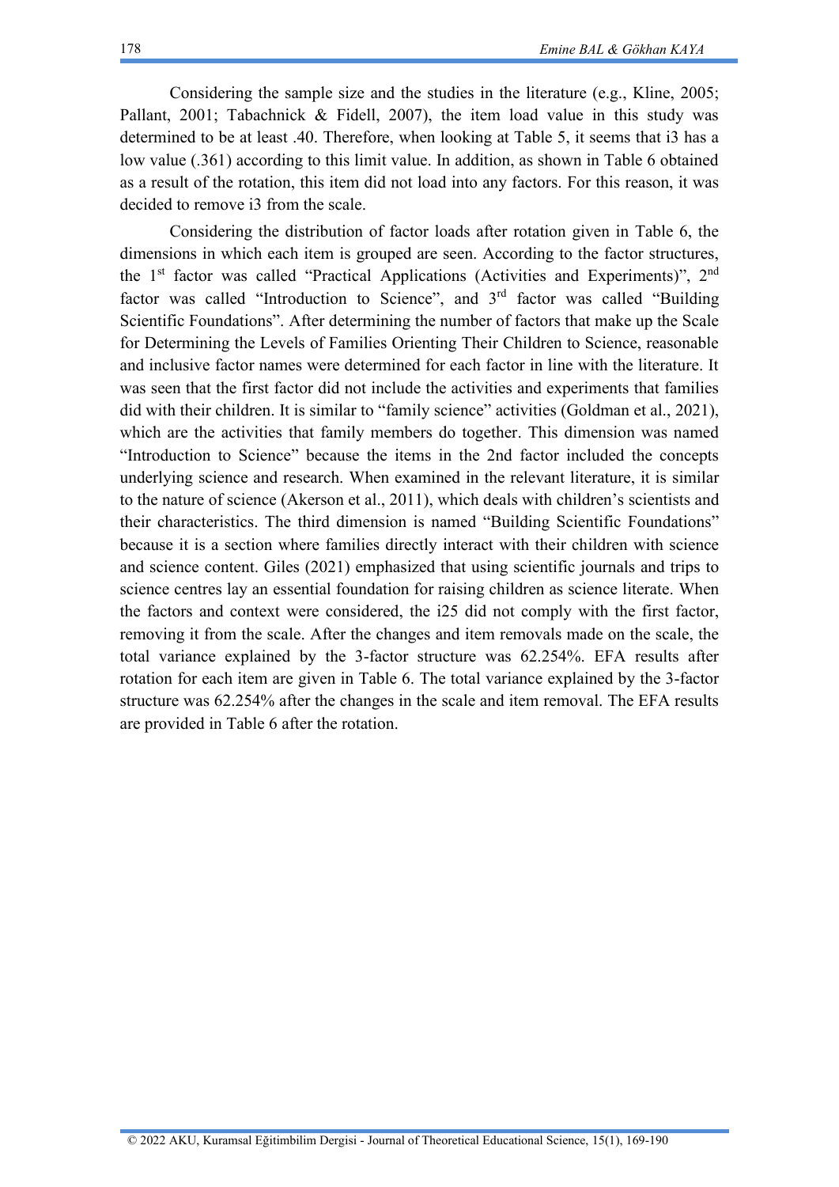Considering the sample size and the studies in the literature (e.g., Kline, 2005; Pallant, 2001; Tabachnick & Fidell, 2007), the item load value in this study was determined to be at least .40. Therefore, when looking at Table 5, it seems that i3 has a low value (.361) according to this limit value. In addition, as shown in Table 6 obtained as a result of the rotation, this item did not load into any factors. For this reason, it was decided to remove i3 from the scale.

Considering the distribution of factor loads after rotation given in Table 6, the dimensions in which each item is grouped are seen. According to the factor structures, the 1st factor was called "Practical Applications (Activities and Experiments)", 2nd factor was called "Introduction to Science", and 3rd factor was called "Building Scientific Foundations". After determining the number of factors that make up the Scale for Determining the Levels of Families Orienting Their Children to Science, reasonable and inclusive factor names were determined for each factor in line with the literature. It was seen that the first factor did not include the activities and experiments that families did with their children. It is similar to "family science" activities (Goldman et al., 2021), which are the activities that family members do together. This dimension was named "Introduction to Science" because the items in the 2nd factor included the concepts underlying science and research. When examined in the relevant literature, it is similar to the nature of science (Akerson et al., 2011), which deals with children's scientists and their characteristics. The third dimension is named "Building Scientific Foundations" because it is a section where families directly interact with their children with science and science content. Giles (2021) emphasized that using scientific journals and trips to science centres lay an essential foundation for raising children as science literate. When the factors and context were considered, the i25 did not comply with the first factor, removing it from the scale. After the changes and item removals made on the scale, the total variance explained by the 3-factor structure was 62.254%. EFA results after rotation for each item are given in Table 6. The total variance explained by the 3-factor structure was 62.254% after the changes in the scale and item removal. The EFA results are provided in Table 6 after the rotation.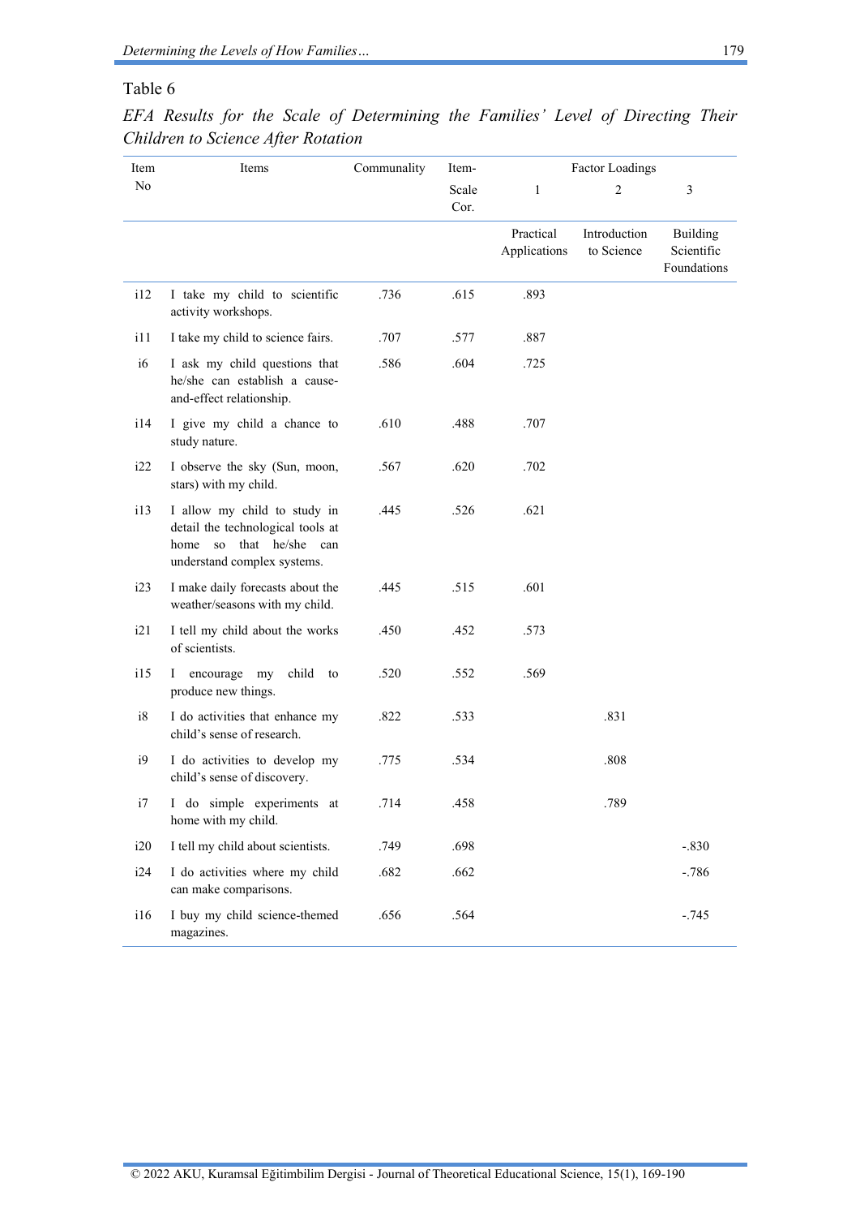Table 6

*EFA Results for the Scale of Determining the Families' Level of Directing Their Children to Science After Rotation*

| Item No | Items | Communality | Item-Scale Cor. | Factor Loadings | | |
|---|---|---|---|---|---|---|
| | | | | 1 | 2 | 3 |
| | | | | Practical Applications | Introduction to Science | Building Scientific Foundations |
| i12 | I take my child to scientific activity workshops. | .736 | .615 | .893 | | |
| i11 | I take my child to science fairs. | .707 | .577 | .887 | | |
| i6 | I ask my child questions that he/she can establish a cause-and-effect relationship. | .586 | .604 | .725 | | |
| i14 | I give my child a chance to study nature. | .610 | .488 | .707 | | |
| i22 | I observe the sky (Sun, moon, stars) with my child. | .567 | .620 | .702 | | |
| i13 | I allow my child to study in detail the technological tools at home so that he/she can understand complex systems. | .445 | .526 | .621 | | |
| i23 | I make daily forecasts about the weather/seasons with my child. | .445 | .515 | .601 | | |
| i21 | I tell my child about the works of scientists. | .450 | .452 | .573 | | |
| i15 | I encourage my child to produce new things. | .520 | .552 | .569 | | |
| i8 | I do activities that enhance my child's sense of research. | .822 | .533 | | .831 | |
| i9 | I do activities to develop my child's sense of discovery. | .775 | .534 | | .808 | |
| i7 | I do simple experiments at home with my child. | .714 | .458 | | .789 | |
| i20 | I tell my child about scientists. | .749 | .698 | | | -.830 |
| i24 | I do activities where my child can make comparisons. | .682 | .662 | | | -.786 |
| i16 | I buy my child science-themed magazines. | .656 | .564 | | | -.745 |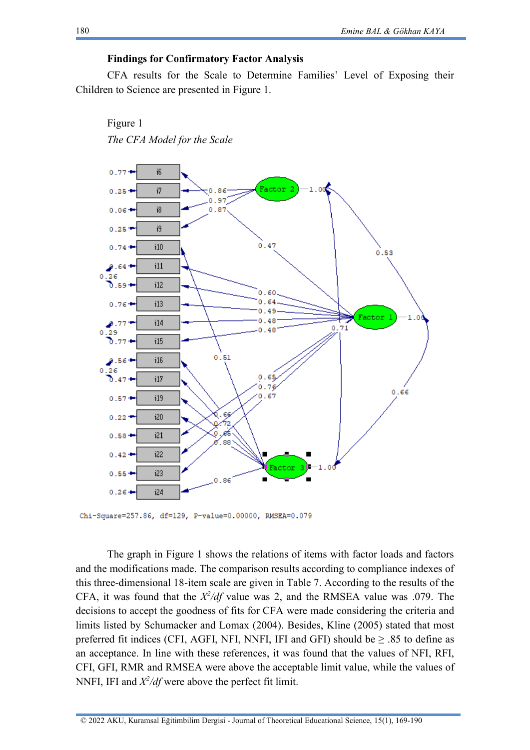**Findings for Confirmatory Factor Analysis**

CFA results for the Scale to Determine Families' Level of Exposing their Children to Science are presented in Figure 1.

Figure 1

*The CFA Model for the Scale*

Chi-Square=257.86, df=129, P-value=0.00000, RMSEA=0.079

The graph in Figure 1 shows the relations of items with factor loads and factors and the modifications made. The comparison results according to compliance indexes of this three-dimensional 18-item scale are given in Table 7. According to the results of the CFA, it was found that the $X^2/df$ value was 2, and the RMSEA value was .079. The decisions to accept the goodness of fits for CFA were made considering the criteria and limits listed by Schumacker and Lomax (2004). Besides, Kline (2005) stated that most preferred fit indices (CFI, AGFI, NFI, NNFI, IFI and GFI) should be ≥ .85 to define as an acceptance. In line with these references, it was found that the values of NFI, RFI, CFI, GFI, RMR and RMSEA were above the acceptable limit value, while the values of NNFI, IFI and $X^2/df$ were above the perfect fit limit.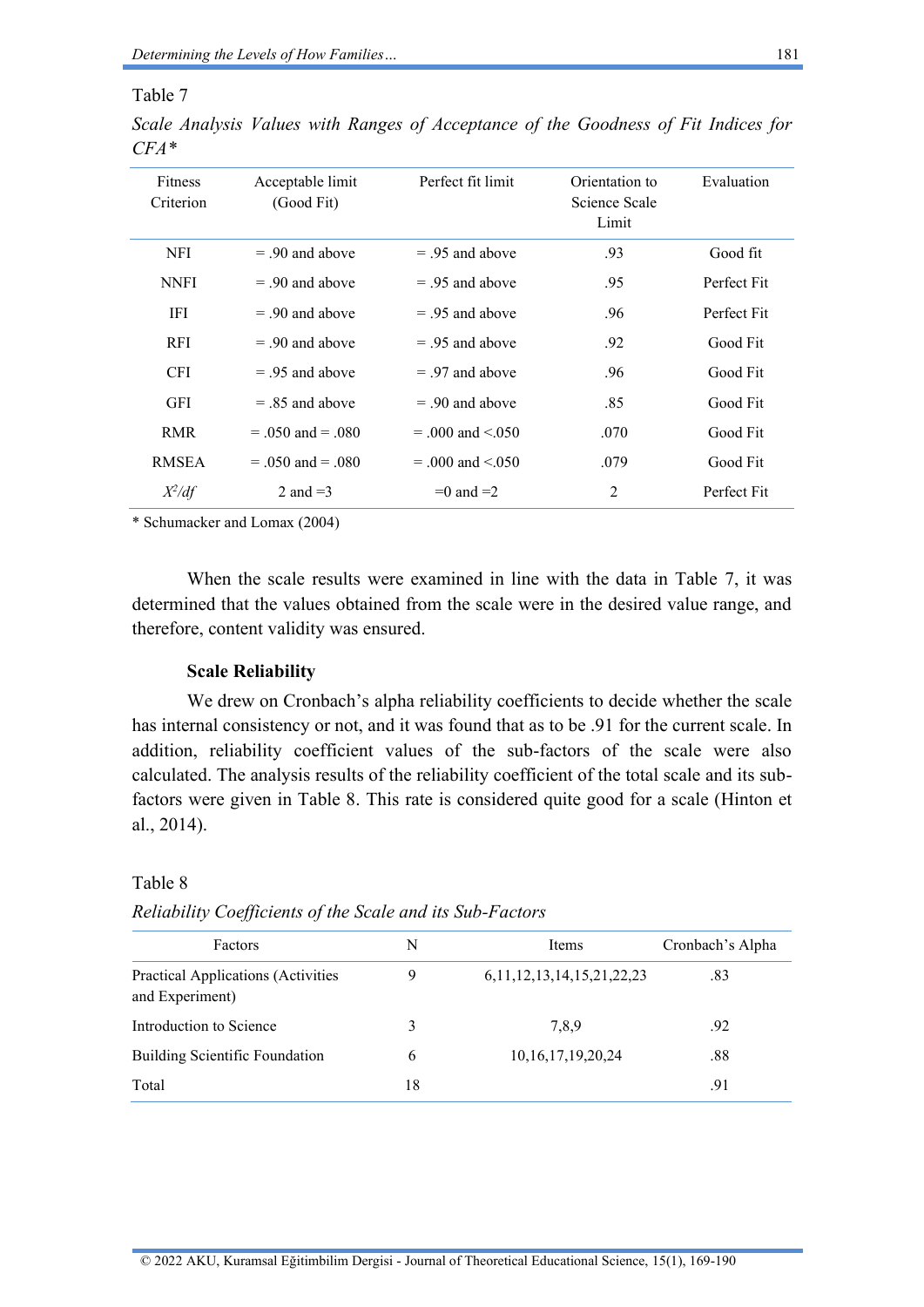Table 7

*Scale Analysis Values with Ranges of Acceptance of the Goodness of Fit Indices for CFA\**

| Fitness Criterion | Acceptable limit (Good Fit) | Perfect fit limit | Orientation to Science Scale Limit | Evaluation |
|---|---|---|---|---|
| NFI | = .90 and above | = .95 and above | .93 | Good fit |
| NNFI | = .90 and above | = .95 and above | .95 | Perfect Fit |
| IFI | = .90 and above | = .95 and above | .96 | Perfect Fit |
| RFI | = .90 and above | = .95 and above | .92 | Good Fit |
| CFI | = .95 and above | = .97 and above | .96 | Good Fit |
| GFI | = .85 and above | = .90 and above | .85 | Good Fit |
| RMR | = .050 and = .080 | = .000 and <.050 | .070 | Good Fit |
| RMSEA | = .050 and = .080 | = .000 and <.050 | .079 | Good Fit |
| $X^2/df$ | 2 and =3 | =0 and =2 | 2 | Perfect Fit |

\* Schumacker and Lomax (2004)

When the scale results were examined in line with the data in Table 7, it was determined that the values obtained from the scale were in the desired value range, and therefore, content validity was ensured.

**Scale Reliability**

We drew on Cronbach's alpha reliability coefficients to decide whether the scale has internal consistency or not, and it was found that as to be .91 for the current scale. In addition, reliability coefficient values of the sub-factors of the scale were also calculated. The analysis results of the reliability coefficient of the total scale and its sub-factors were given in Table 8. This rate is considered quite good for a scale (Hinton et al., 2014).

Table 8

*Reliability Coefficients of the Scale and its Sub-Factors*

| Factors | N | Items | Cronbach's Alpha |
|---|---|---|---|
| Practical Applications (Activities and Experiment) | 9 | 6,11,12,13,14,15,21,22,23 | .83 |
| Introduction to Science | 3 | 7,8,9 | .92 |
| Building Scientific Foundation | 6 | 10,16,17,19,20,24 | .88 |
| Total | 18 | | .91 |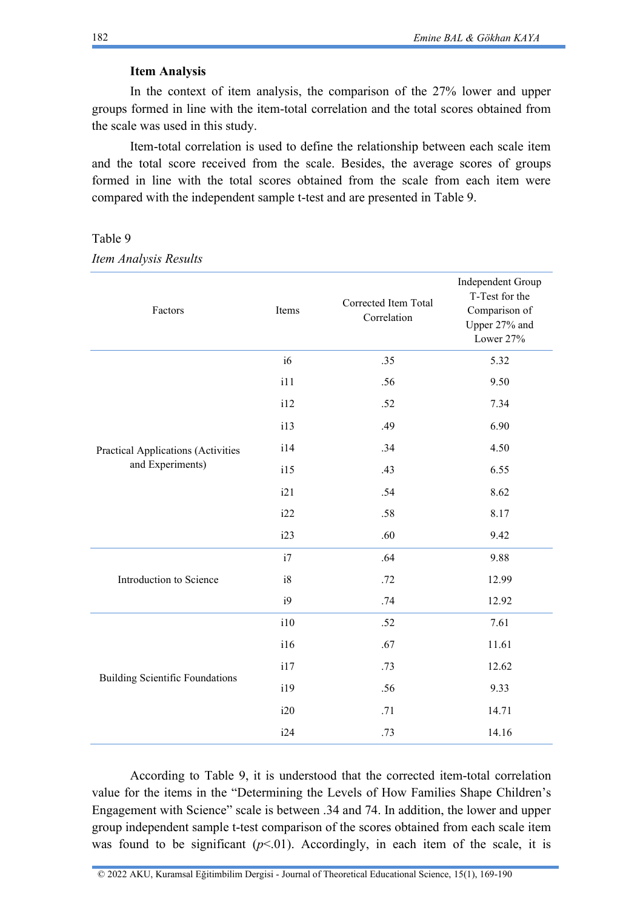### Item Analysis

In the context of item analysis, the comparison of the 27% lower and upper groups formed in line with the item-total correlation and the total scores obtained from the scale was used in this study.

Item-total correlation is used to define the relationship between each scale item and the total score received from the scale. Besides, the average scores of groups formed in line with the total scores obtained from the scale from each item were compared with the independent sample t-test and are presented in Table 9.

Table 9

*Item Analysis Results*

| Factors | Items | Corrected Item Total Correlation | Independent Group T-Test for the Comparison of Upper 27% and Lower 27% |
|---|---|---|---|
| Practical Applications (Activities and Experiments) | i6 | .35 | 5.32 |
| | i11 | .56 | 9.50 |
| | i12 | .52 | 7.34 |
| | i13 | .49 | 6.90 |
| | i14 | .34 | 4.50 |
| | i15 | .43 | 6.55 |
| | i21 | .54 | 8.62 |
| | i22 | .58 | 8.17 |
| | i23 | .60 | 9.42 |
| Introduction to Science | i7 | .64 | 9.88 |
| | i8 | .72 | 12.99 |
| | i9 | .74 | 12.92 |
| Building Scientific Foundations | i10 | .52 | 7.61 |
| | i16 | .67 | 11.61 |
| | i17 | .73 | 12.62 |
| | i19 | .56 | 9.33 |
| | i20 | .71 | 14.71 |
| | i24 | .73 | 14.16 |

According to Table 9, it is understood that the corrected item-total correlation value for the items in the "Determining the Levels of How Families Shape Children's Engagement with Science" scale is between .34 and 74. In addition, the lower and upper group independent sample t-test comparison of the scores obtained from each scale item was found to be significant ($p<.01$). Accordingly, in each item of the scale, it is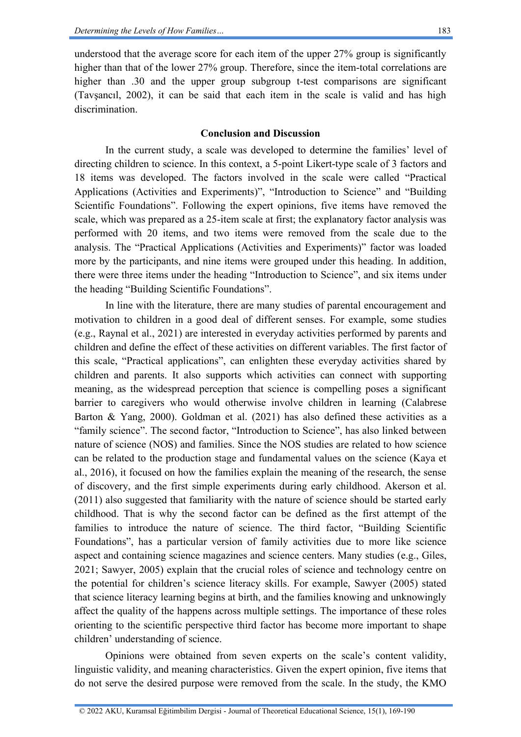understood that the average score for each item of the upper 27% group is significantly higher than that of the lower 27% group. Therefore, since the item-total correlations are higher than .30 and the upper group subgroup t-test comparisons are significant (Tavşancıl, 2002), it can be said that each item in the scale is valid and has high discrimination.

## Conclusion and Discussion

In the current study, a scale was developed to determine the families' level of directing children to science. In this context, a 5-point Likert-type scale of 3 factors and 18 items was developed. The factors involved in the scale were called "Practical Applications (Activities and Experiments)", "Introduction to Science" and "Building Scientific Foundations". Following the expert opinions, five items have removed the scale, which was prepared as a 25-item scale at first; the explanatory factor analysis was performed with 20 items, and two items were removed from the scale due to the analysis. The "Practical Applications (Activities and Experiments)" factor was loaded more by the participants, and nine items were grouped under this heading. In addition, there were three items under the heading "Introduction to Science", and six items under the heading "Building Scientific Foundations".

In line with the literature, there are many studies of parental encouragement and motivation to children in a good deal of different senses. For example, some studies (e.g., Raynal et al., 2021) are interested in everyday activities performed by parents and children and define the effect of these activities on different variables. The first factor of this scale, "Practical applications", can enlighten these everyday activities shared by children and parents. It also supports which activities can connect with supporting meaning, as the widespread perception that science is compelling poses a significant barrier to caregivers who would otherwise involve children in learning (Calabrese Barton & Yang, 2000). Goldman et al. (2021) has also defined these activities as a "family science". The second factor, "Introduction to Science", has also linked between nature of science (NOS) and families. Since the NOS studies are related to how science can be related to the production stage and fundamental values on the science (Kaya et al., 2016), it focused on how the families explain the meaning of the research, the sense of discovery, and the first simple experiments during early childhood. Akerson et al. (2011) also suggested that familiarity with the nature of science should be started early childhood. That is why the second factor can be defined as the first attempt of the families to introduce the nature of science. The third factor, "Building Scientific Foundations", has a particular version of family activities due to more like science aspect and containing science magazines and science centers. Many studies (e.g., Giles, 2021; Sawyer, 2005) explain that the crucial roles of science and technology centre on the potential for children's science literacy skills. For example, Sawyer (2005) stated that science literacy learning begins at birth, and the families knowing and unknowingly affect the quality of the happens across multiple settings. The importance of these roles orienting to the scientific perspective third factor has become more important to shape children' understanding of science.

Opinions were obtained from seven experts on the scale's content validity, linguistic validity, and meaning characteristics. Given the expert opinion, five items that do not serve the desired purpose were removed from the scale. In the study, the KMO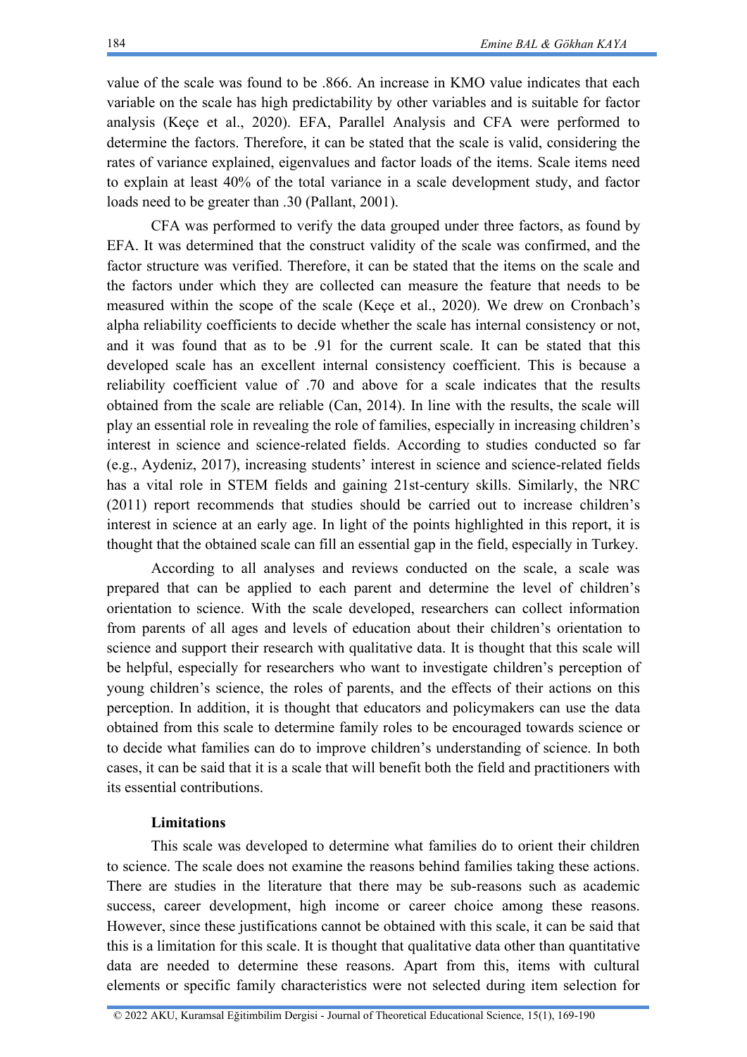value of the scale was found to be .866. An increase in KMO value indicates that each variable on the scale has high predictability by other variables and is suitable for factor analysis (Keçe et al., 2020). EFA, Parallel Analysis and CFA were performed to determine the factors. Therefore, it can be stated that the scale is valid, considering the rates of variance explained, eigenvalues and factor loads of the items. Scale items need to explain at least 40% of the total variance in a scale development study, and factor loads need to be greater than .30 (Pallant, 2001).

CFA was performed to verify the data grouped under three factors, as found by EFA. It was determined that the construct validity of the scale was confirmed, and the factor structure was verified. Therefore, it can be stated that the items on the scale and the factors under which they are collected can measure the feature that needs to be measured within the scope of the scale (Keçe et al., 2020). We drew on Cronbach's alpha reliability coefficients to decide whether the scale has internal consistency or not, and it was found that as to be .91 for the current scale. It can be stated that this developed scale has an excellent internal consistency coefficient. This is because a reliability coefficient value of .70 and above for a scale indicates that the results obtained from the scale are reliable (Can, 2014). In line with the results, the scale will play an essential role in revealing the role of families, especially in increasing children's interest in science and science-related fields. According to studies conducted so far (e.g., Aydeniz, 2017), increasing students' interest in science and science-related fields has a vital role in STEM fields and gaining 21st-century skills. Similarly, the NRC (2011) report recommends that studies should be carried out to increase children's interest in science at an early age. In light of the points highlighted in this report, it is thought that the obtained scale can fill an essential gap in the field, especially in Turkey.

According to all analyses and reviews conducted on the scale, a scale was prepared that can be applied to each parent and determine the level of children's orientation to science. With the scale developed, researchers can collect information from parents of all ages and levels of education about their children's orientation to science and support their research with qualitative data. It is thought that this scale will be helpful, especially for researchers who want to investigate children's perception of young children's science, the roles of parents, and the effects of their actions on this perception. In addition, it is thought that educators and policymakers can use the data obtained from this scale to determine family roles to be encouraged towards science or to decide what families can do to improve children's understanding of science. In both cases, it can be said that it is a scale that will benefit both the field and practitioners with its essential contributions.

### Limitations

This scale was developed to determine what families do to orient their children to science. The scale does not examine the reasons behind families taking these actions. There are studies in the literature that there may be sub-reasons such as academic success, career development, high income or career choice among these reasons. However, since these justifications cannot be obtained with this scale, it can be said that this is a limitation for this scale. It is thought that qualitative data other than quantitative data are needed to determine these reasons. Apart from this, items with cultural elements or specific family characteristics were not selected during item selection for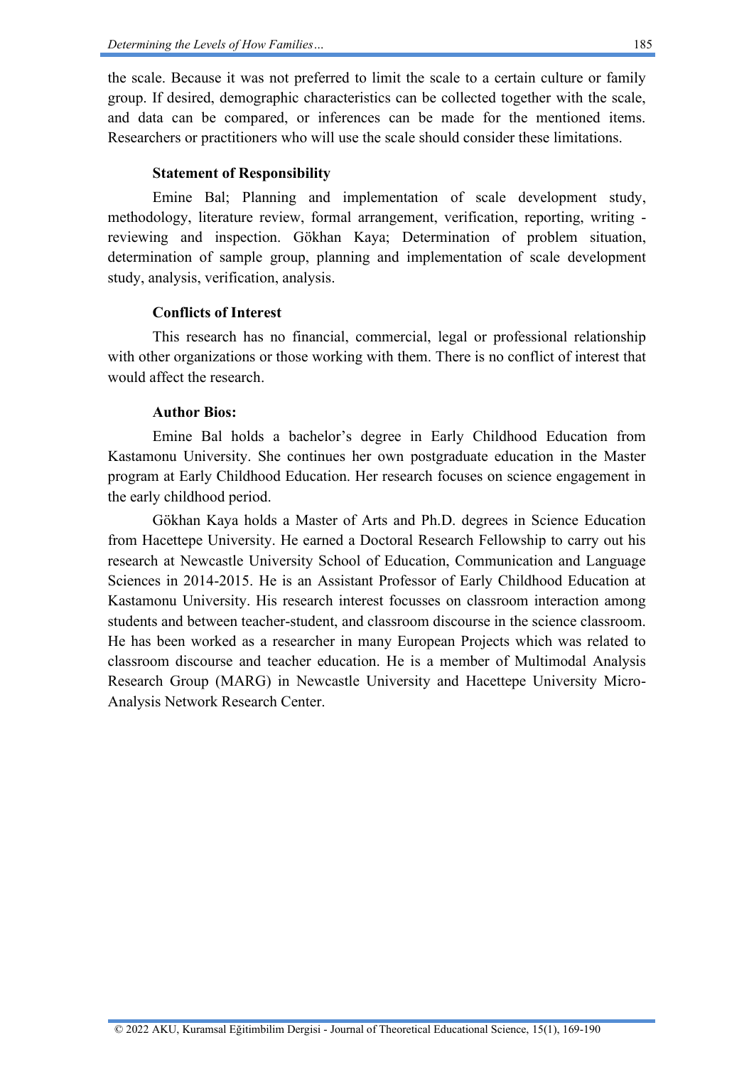the scale. Because it was not preferred to limit the scale to a certain culture or family group. If desired, demographic characteristics can be collected together with the scale, and data can be compared, or inferences can be made for the mentioned items. Researchers or practitioners who will use the scale should consider these limitations.

**Statement of Responsibility**

Emine Bal; Planning and implementation of scale development study, methodology, literature review, formal arrangement, verification, reporting, writing - reviewing and inspection. Gökhan Kaya; Determination of problem situation, determination of sample group, planning and implementation of scale development study, analysis, verification, analysis.

**Conflicts of Interest**

This research has no financial, commercial, legal or professional relationship with other organizations or those working with them. There is no conflict of interest that would affect the research.

**Author Bios:**

Emine Bal holds a bachelor's degree in Early Childhood Education from Kastamonu University. She continues her own postgraduate education in the Master program at Early Childhood Education. Her research focuses on science engagement in the early childhood period.

Gökhan Kaya holds a Master of Arts and Ph.D. degrees in Science Education from Hacettepe University. He earned a Doctoral Research Fellowship to carry out his research at Newcastle University School of Education, Communication and Language Sciences in 2014-2015. He is an Assistant Professor of Early Childhood Education at Kastamonu University. His research interest focusses on classroom interaction among students and between teacher-student, and classroom discourse in the science classroom. He has been worked as a researcher in many European Projects which was related to classroom discourse and teacher education. He is a member of Multimodal Analysis Research Group (MARG) in Newcastle University and Hacettepe University Micro-Analysis Network Research Center.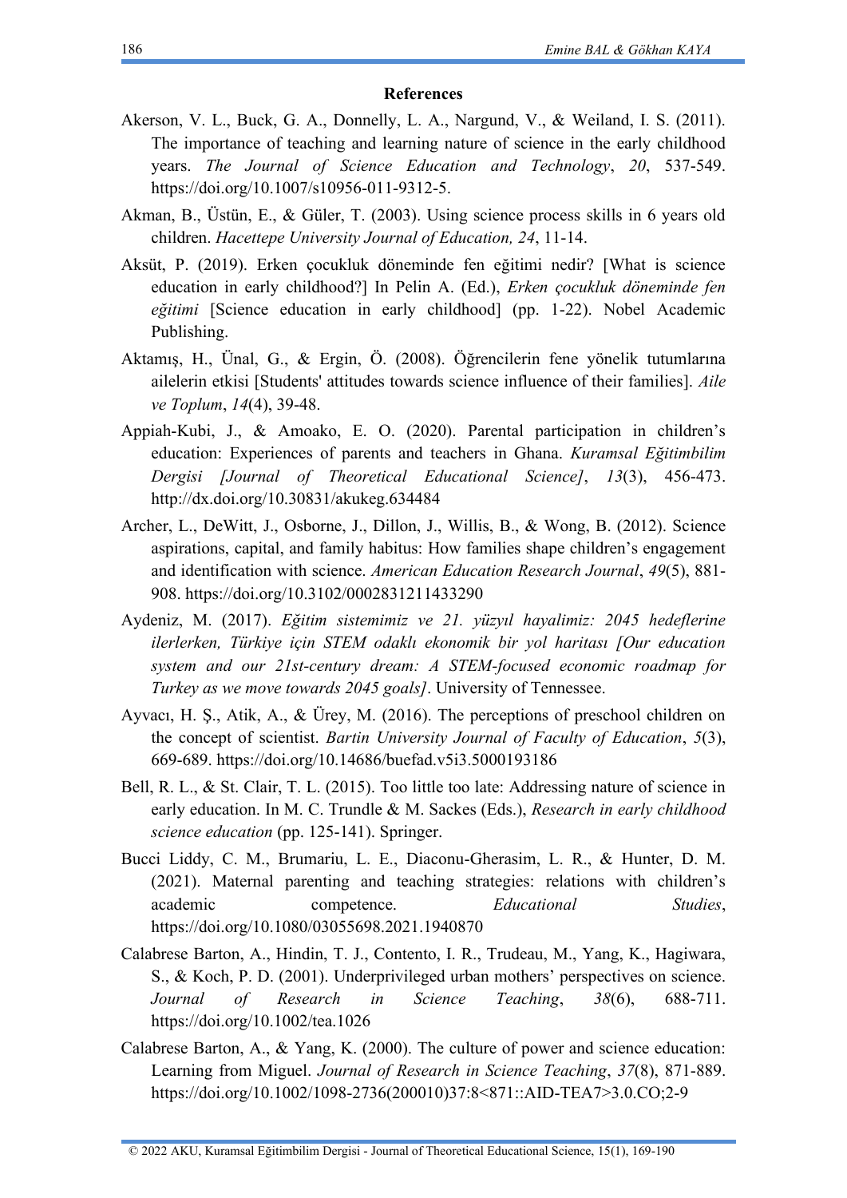**References**

Akerson, V. L., Buck, G. A., Donnelly, L. A., Nargund, V., & Weiland, I. S. (2011). The importance of teaching and learning nature of science in the early childhood years. *The Journal of Science Education and Technology*, *20*, 537-549. https://doi.org/10.1007/s10956-011-9312-5.

Akman, B., Üstün, E., & Güler, T. (2003). Using science process skills in 6 years old children. *Hacettepe University Journal of Education, 24*, 11-14.

Aksüt, P. (2019). Erken çocukluk döneminde fen eğitimi nedir? [What is science education in early childhood?] In Pelin A. (Ed.), *Erken çocukluk döneminde fen eğitimi* [Science education in early childhood] (pp. 1-22). Nobel Academic Publishing.

Aktamış, H., Ünal, G., & Ergin, Ö. (2008). Öğrencilerin fene yönelik tutumlarına ailelerin etkisi [Students' attitudes towards science influence of their families]. *Aile ve Toplum*, *14*(4), 39-48.

Appiah-Kubi, J., & Amoako, E. O. (2020). Parental participation in children's education: Experiences of parents and teachers in Ghana. *Kuramsal Eğitimbilim Dergisi [Journal of Theoretical Educational Science]*, *13*(3), 456-473. http://dx.doi.org/10.30831/akukeg.634484

Archer, L., DeWitt, J., Osborne, J., Dillon, J., Willis, B., & Wong, B. (2012). Science aspirations, capital, and family habitus: How families shape children's engagement and identification with science. *American Education Research Journal*, *49*(5), 881-908. https://doi.org/10.3102/0002831211433290

Aydeniz, M. (2017). *Eğitim sistemimiz ve 21. yüzyıl hayalimiz: 2045 hedeflerine ilerlerken, Türkiye için STEM odaklı ekonomik bir yol haritası [Our education system and our 21st-century dream: A STEM-focused economic roadmap for Turkey as we move towards 2045 goals]*. University of Tennessee.

Ayvacı, H. Ş., Atik, A., & Ürey, M. (2016). The perceptions of preschool children on the concept of scientist. *Bartin University Journal of Faculty of Education*, *5*(3), 669-689. https://doi.org/10.14686/buefad.v5i3.5000193186

Bell, R. L., & St. Clair, T. L. (2015). Too little too late: Addressing nature of science in early education. In M. C. Trundle & M. Sackes (Eds.), *Research in early childhood science education* (pp. 125-141). Springer.

Bucci Liddy, C. M., Brumariu, L. E., Diaconu-Gherasim, L. R., & Hunter, D. M. (2021). Maternal parenting and teaching strategies: relations with children's academic competence. *Educational Studies*, https://doi.org/10.1080/03055698.2021.1940870

Calabrese Barton, A., Hindin, T. J., Contento, I. R., Trudeau, M., Yang, K., Hagiwara, S., & Koch, P. D. (2001). Underprivileged urban mothers' perspectives on science. *Journal of Research in Science Teaching*, *38*(6), 688-711. https://doi.org/10.1002/tea.1026

Calabrese Barton, A., & Yang, K. (2000). The culture of power and science education: Learning from Miguel. *Journal of Research in Science Teaching*, *37*(8), 871-889. https://doi.org/10.1002/1098-2736(200010)37:8<871::AID-TEA7>3.0.CO;2-9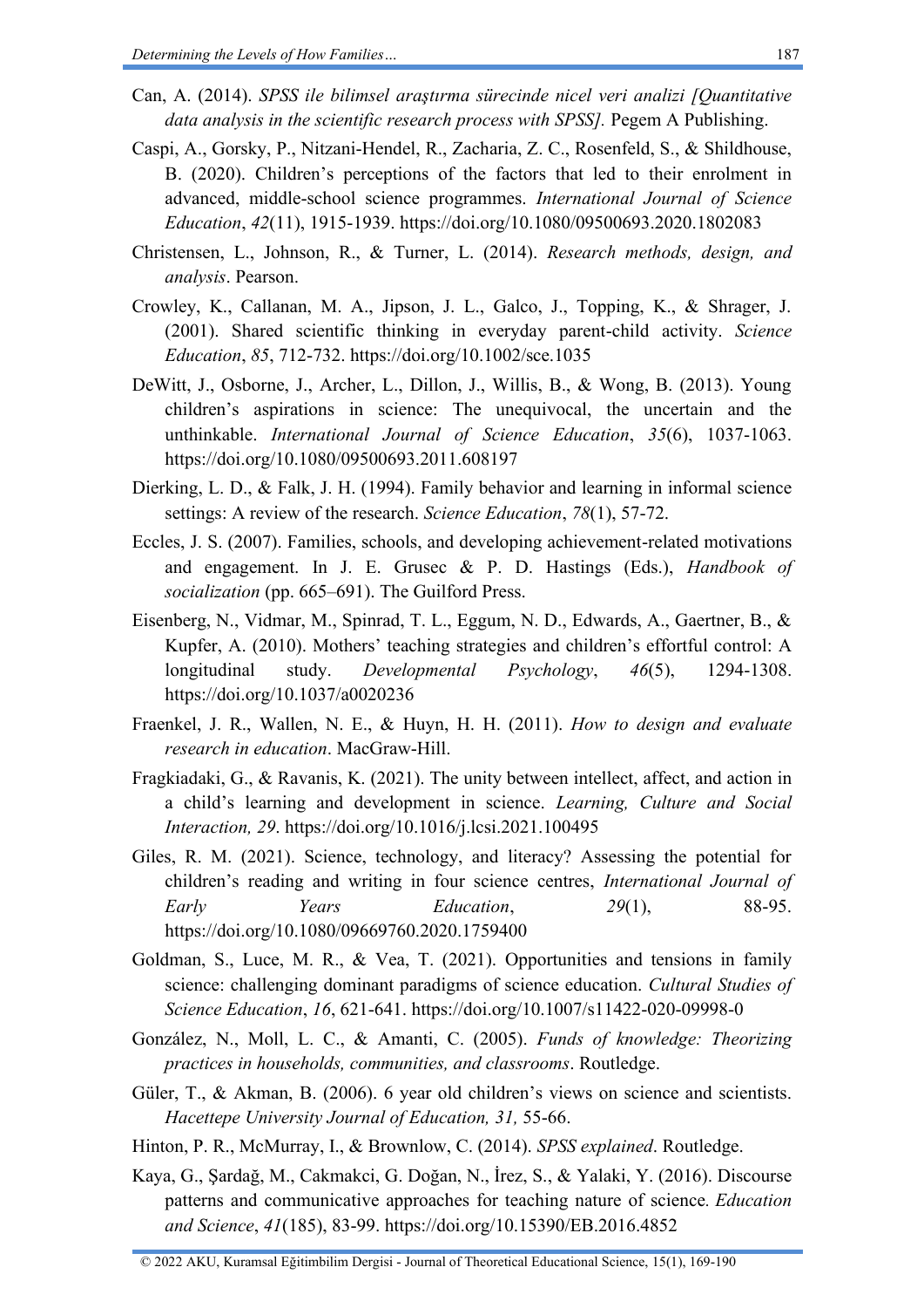Can, A. (2014). *SPSS ile bilimsel araştırma sürecinde nicel veri analizi [Quantitative data analysis in the scientific research process with SPSS].* Pegem A Publishing.

Caspi, A., Gorsky, P., Nitzani-Hendel, R., Zacharia, Z. C., Rosenfeld, S., & Shildhouse, B. (2020). Children's perceptions of the factors that led to their enrolment in advanced, middle-school science programmes. *International Journal of Science Education*, *42*(11), 1915-1939. https://doi.org/10.1080/09500693.2020.1802083

Christensen, L., Johnson, R., & Turner, L. (2014). *Research methods, design, and analysis*. Pearson.

Crowley, K., Callanan, M. A., Jipson, J. L., Galco, J., Topping, K., & Shrager, J. (2001). Shared scientific thinking in everyday parent-child activity. *Science Education*, *85*, 712-732. https://doi.org/10.1002/sce.1035

DeWitt, J., Osborne, J., Archer, L., Dillon, J., Willis, B., & Wong, B. (2013). Young children's aspirations in science: The unequivocal, the uncertain and the unthinkable. *International Journal of Science Education*, *35*(6), 1037-1063. https://doi.org/10.1080/09500693.2011.608197

Dierking, L. D., & Falk, J. H. (1994). Family behavior and learning in informal science settings: A review of the research. *Science Education*, *78*(1), 57-72.

Eccles, J. S. (2007). Families, schools, and developing achievement-related motivations and engagement. In J. E. Grusec & P. D. Hastings (Eds.), *Handbook of socialization* (pp. 665–691). The Guilford Press.

Eisenberg, N., Vidmar, M., Spinrad, T. L., Eggum, N. D., Edwards, A., Gaertner, B., & Kupfer, A. (2010). Mothers' teaching strategies and children's effortful control: A longitudinal study. *Developmental Psychology*, *46*(5), 1294-1308. https://doi.org/10.1037/a0020236

Fraenkel, J. R., Wallen, N. E., & Huyn, H. H. (2011). *How to design and evaluate research in education*. MacGraw-Hill.

Fragkiadaki, G., & Ravanis, K. (2021). The unity between intellect, affect, and action in a child's learning and development in science. *Learning, Culture and Social Interaction, 29*. https://doi.org/10.1016/j.lcsi.2021.100495

Giles, R. M. (2021). Science, technology, and literacy? Assessing the potential for children's reading and writing in four science centres, *International Journal of Early Years Education*, *29*(1), 88-95. https://doi.org/10.1080/09669760.2020.1759400

Goldman, S., Luce, M. R., & Vea, T. (2021). Opportunities and tensions in family science: challenging dominant paradigms of science education. *Cultural Studies of Science Education*, *16*, 621-641. https://doi.org/10.1007/s11422-020-09998-0

González, N., Moll, L. C., & Amanti, C. (2005). *Funds of knowledge: Theorizing practices in households, communities, and classrooms*. Routledge.

Güler, T., & Akman, B. (2006). 6 year old children's views on science and scientists. *Hacettepe University Journal of Education, 31,* 55-66.

Hinton, P. R., McMurray, I., & Brownlow, C. (2014). *SPSS explained*. Routledge.

Kaya, G., Şardağ, M., Cakmakci, G. Doğan, N., İrez, S., & Yalaki, Y. (2016). Discourse patterns and communicative approaches for teaching nature of science*. Education and Science*, *41*(185), 83-99. https://doi.org/10.15390/EB.2016.4852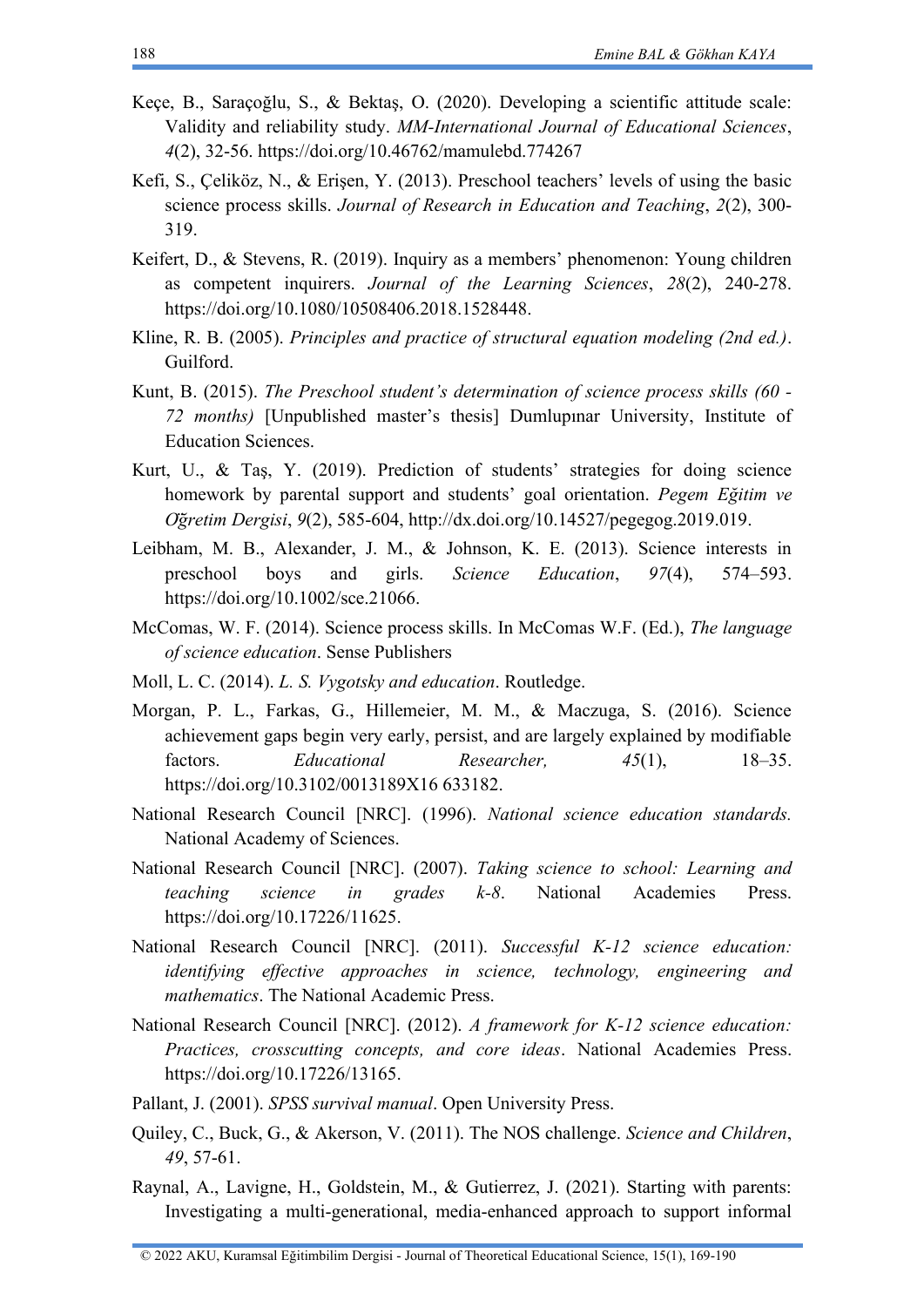Keçe, B., Saraçoğlu, S., & Bektaş, O. (2020). Developing a scientific attitude scale: Validity and reliability study. *MM-International Journal of Educational Sciences*, *4*(2), 32-56. https://doi.org/10.46762/mamulebd.774267

Kefi, S., Çeliköz, N., & Erişen, Y. (2013). Preschool teachers' levels of using the basic science process skills. *Journal of Research in Education and Teaching*, *2*(2), 300-319.

Keifert, D., & Stevens, R. (2019). Inquiry as a members' phenomenon: Young children as competent inquirers. *Journal of the Learning Sciences*, *28*(2), 240-278. https://doi.org/10.1080/10508406.2018.1528448.

Kline, R. B. (2005). *Principles and practice of structural equation modeling (2nd ed.)*. Guilford.

Kunt, B. (2015). *The Preschool student's determination of science process skills (60 - 72 months)* [Unpublished master's thesis] Dumlupınar University, Institute of Education Sciences.

Kurt, U., & Taş, Y. (2019). Prediction of students' strategies for doing science homework by parental support and students' goal orientation. *Pegem Eğitim ve Öğretim Dergisi*, *9*(2), 585-604, http://dx.doi.org/10.14527/pegegog.2019.019.

Leibham, M. B., Alexander, J. M., & Johnson, K. E. (2013). Science interests in preschool boys and girls. *Science Education*, *97*(4), 574–593. https://doi.org/10.1002/sce.21066.

McComas, W. F. (2014). Science process skills. In McComas W.F. (Ed.), *The language of science education*. Sense Publishers

Moll, L. C. (2014). *L. S. Vygotsky and education*. Routledge.

Morgan, P. L., Farkas, G., Hillemeier, M. M., & Maczuga, S. (2016). Science achievement gaps begin very early, persist, and are largely explained by modifiable factors. *Educational Researcher,* *45*(1), 18–35. https://doi.org/10.3102/0013189X16 633182.

National Research Council [NRC]. (1996). *National science education standards.* National Academy of Sciences.

National Research Council [NRC]. (2007). *Taking science to school: Learning and teaching science in grades k-8*. National Academies Press. https://doi.org/10.17226/11625.

National Research Council [NRC]. (2011). *Successful K-12 science education: identifying effective approaches in science, technology, engineering and mathematics*. The National Academic Press.

National Research Council [NRC]. (2012). *A framework for K-12 science education: Practices, crosscutting concepts, and core ideas*. National Academies Press. https://doi.org/10.17226/13165.

Pallant, J. (2001). *SPSS survival manual*. Open University Press.

Quiley, C., Buck, G., & Akerson, V. (2011). The NOS challenge. *Science and Children*, *49*, 57-61.

Raynal, A., Lavigne, H., Goldstein, M., & Gutierrez, J. (2021). Starting with parents: Investigating a multi-generational, media-enhanced approach to support informal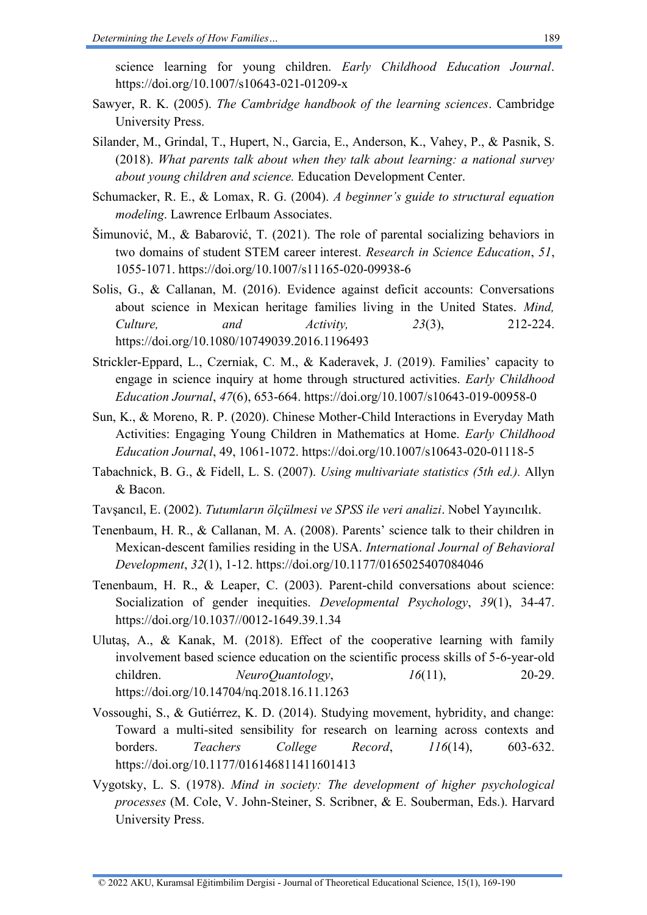science learning for young children. *Early Childhood Education Journal*. https://doi.org/10.1007/s10643-021-01209-x

Sawyer, R. K. (2005). *The Cambridge handbook of the learning sciences*. Cambridge University Press.

Silander, M., Grindal, T., Hupert, N., Garcia, E., Anderson, K., Vahey, P., & Pasnik, S. (2018). *What parents talk about when they talk about learning: a national survey about young children and science.* Education Development Center.

Schumacker, R. E., & Lomax, R. G. (2004). *A beginner's guide to structural equation modeling*. Lawrence Erlbaum Associates.

Šimunović, M., & Babarović, T. (2021). The role of parental socializing behaviors in two domains of student STEM career interest. *Research in Science Education*, *51*, 1055-1071. https://doi.org/10.1007/s11165-020-09938-6

Solis, G., & Callanan, M. (2016). Evidence against deficit accounts: Conversations about science in Mexican heritage families living in the United States. *Mind, Culture, and Activity,* *23*(3), 212-224. https://doi.org/10.1080/10749039.2016.1196493

Strickler-Eppard, L., Czerniak, C. M., & Kaderavek, J. (2019). Families' capacity to engage in science inquiry at home through structured activities. *Early Childhood Education Journal*, *47*(6), 653-664. https://doi.org/10.1007/s10643-019-00958-0

Sun, K., & Moreno, R. P. (2020). Chinese Mother-Child Interactions in Everyday Math Activities: Engaging Young Children in Mathematics at Home. *Early Childhood Education Journal*, 49, 1061-1072. https://doi.org/10.1007/s10643-020-01118-5

Tabachnick, B. G., & Fidell, L. S. (2007). *Using multivariate statistics (5th ed.).* Allyn & Bacon.

Tavşancıl, E. (2002). *Tutumların ölçülmesi ve SPSS ile veri analizi*. Nobel Yayıncılık.

Tenenbaum, H. R., & Callanan, M. A. (2008). Parents' science talk to their children in Mexican-descent families residing in the USA. *International Journal of Behavioral Development*, *32*(1), 1-12. https://doi.org/10.1177/0165025407084046

Tenenbaum, H. R., & Leaper, C. (2003). Parent-child conversations about science: Socialization of gender inequities. *Developmental Psychology*, *39*(1), 34-47. https://doi.org/10.1037//0012-1649.39.1.34

Ulutaş, A., & Kanak, M. (2018). Effect of the cooperative learning with family involvement based science education on the scientific process skills of 5-6-year-old children. *NeuroQuantology*, *16*(11), 20-29. https://doi.org/10.14704/nq.2018.16.11.1263

Vossoughi, S., & Gutiérrez, K. D. (2014). Studying movement, hybridity, and change: Toward a multi-sited sensibility for research on learning across contexts and borders. *Teachers College Record*, *116*(14), 603-632. https://doi.org/10.1177/016146811411601413

Vygotsky, L. S. (1978). *Mind in society: The development of higher psychological processes* (M. Cole, V. John-Steiner, S. Scribner, & E. Souberman, Eds.). Harvard University Press.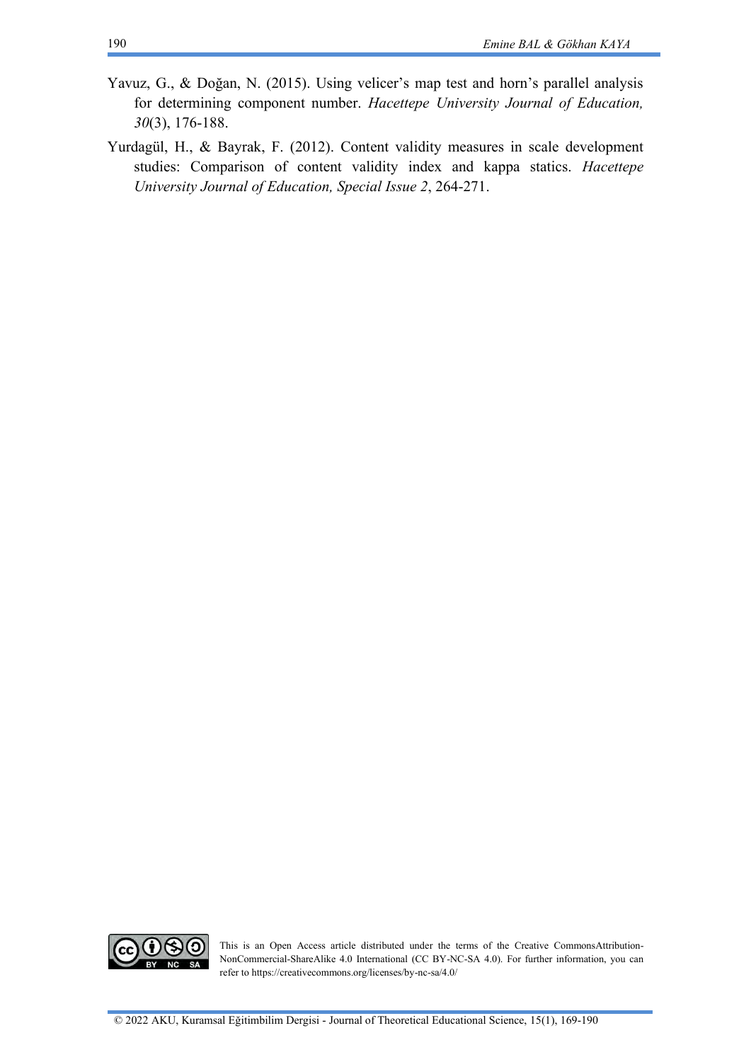Yavuz, G., & Doğan, N. (2015). Using velicer's map test and horn's parallel analysis for determining component number. *Hacettepe University Journal of Education, 30*(3), 176-188.

Yurdagül, H., & Bayrak, F. (2012). Content validity measures in scale development studies: Comparison of content validity index and kappa statics. *Hacettepe University Journal of Education, Special Issue 2*, 264-271.

This is an Open Access article distributed under the terms of the Creative CommonsAttribution-NonCommercial-ShareAlike 4.0 International (CC BY-NC-SA 4.0). For further information, you can refer to https://creativecommons.org/licenses/by-nc-sa/4.0/